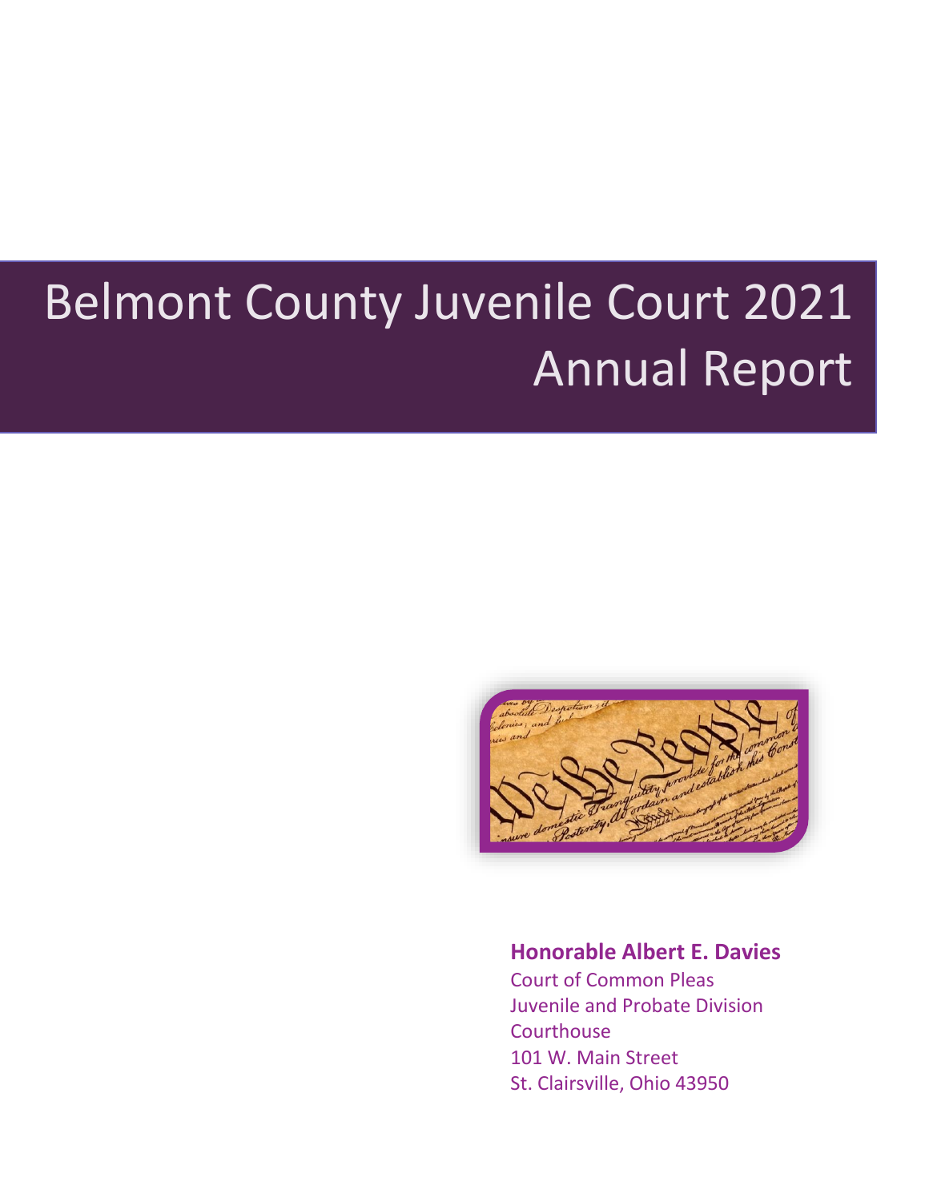# Belmont County Juvenile Court 2021 Annual Report

**Honorable Albert E. Davies**

Court of Common Pleas
Juvenile and Probate Division
Courthouse
101 W. Main Street
St. Clairsville, Ohio 43950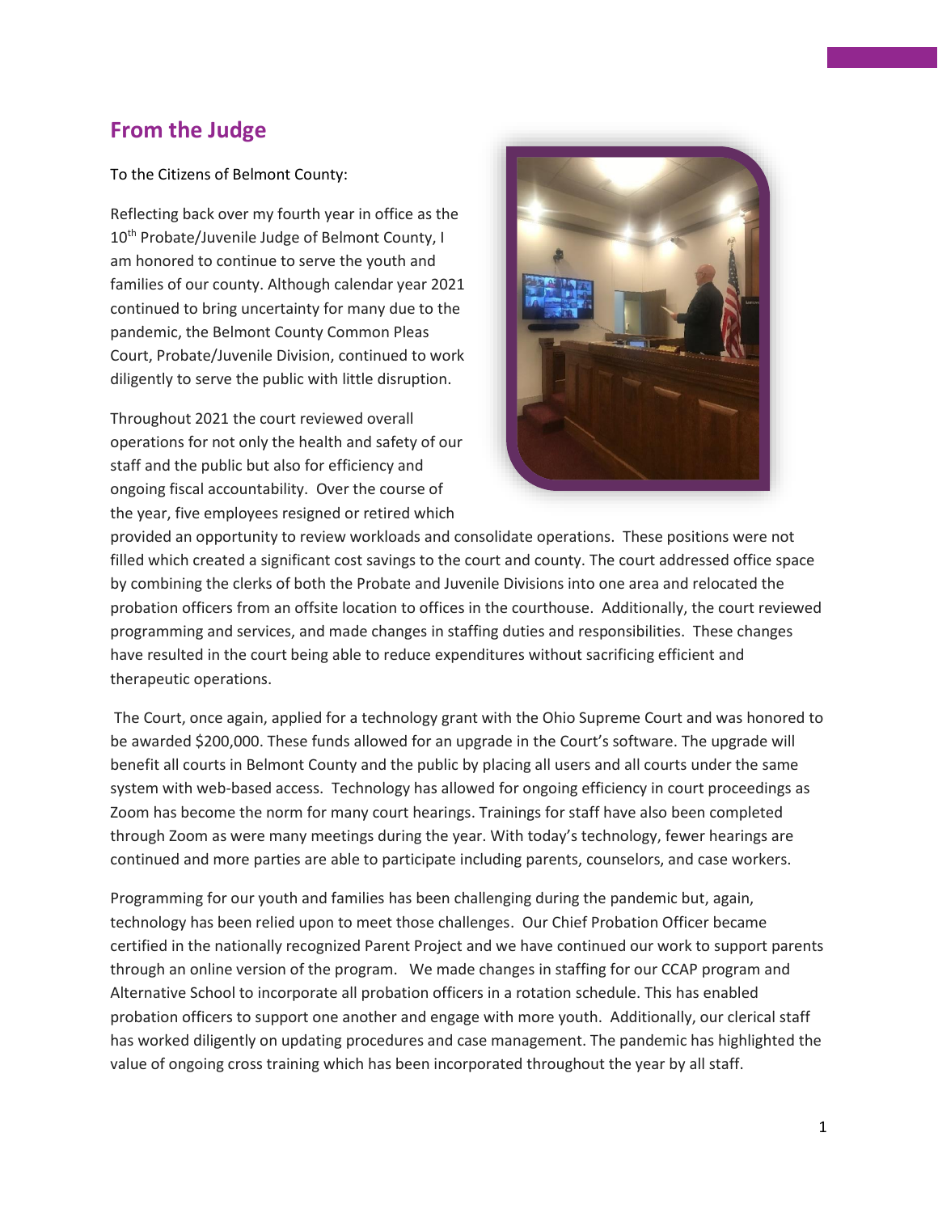## From the Judge

To the Citizens of Belmont County:

Reflecting back over my fourth year in office as the 10th Probate/Juvenile Judge of Belmont County, I am honored to continue to serve the youth and families of our county. Although calendar year 2021 continued to bring uncertainty for many due to the pandemic, the Belmont County Common Pleas Court, Probate/Juvenile Division, continued to work diligently to serve the public with little disruption.

Throughout 2021 the court reviewed overall operations for not only the health and safety of our staff and the public but also for efficiency and ongoing fiscal accountability. Over the course of the year, five employees resigned or retired which provided an opportunity to review workloads and consolidate operations. These positions were not filled which created a significant cost savings to the court and county. The court addressed office space by combining the clerks of both the Probate and Juvenile Divisions into one area and relocated the probation officers from an offsite location to offices in the courthouse. Additionally, the court reviewed programming and services, and made changes in staffing duties and responsibilities. These changes have resulted in the court being able to reduce expenditures without sacrificing efficient and therapeutic operations.

The Court, once again, applied for a technology grant with the Ohio Supreme Court and was honored to be awarded $200,000. These funds allowed for an upgrade in the Court's software. The upgrade will benefit all courts in Belmont County and the public by placing all users and all courts under the same system with web-based access. Technology has allowed for ongoing efficiency in court proceedings as Zoom has become the norm for many court hearings. Trainings for staff have also been completed through Zoom as were many meetings during the year. With today's technology, fewer hearings are continued and more parties are able to participate including parents, counselors, and case workers.

Programming for our youth and families has been challenging during the pandemic but, again, technology has been relied upon to meet those challenges. Our Chief Probation Officer became certified in the nationally recognized Parent Project and we have continued our work to support parents through an online version of the program. We made changes in staffing for our CCAP program and Alternative School to incorporate all probation officers in a rotation schedule. This has enabled probation officers to support one another and engage with more youth. Additionally, our clerical staff has worked diligently on updating procedures and case management. The pandemic has highlighted the value of ongoing cross training which has been incorporated throughout the year by all staff.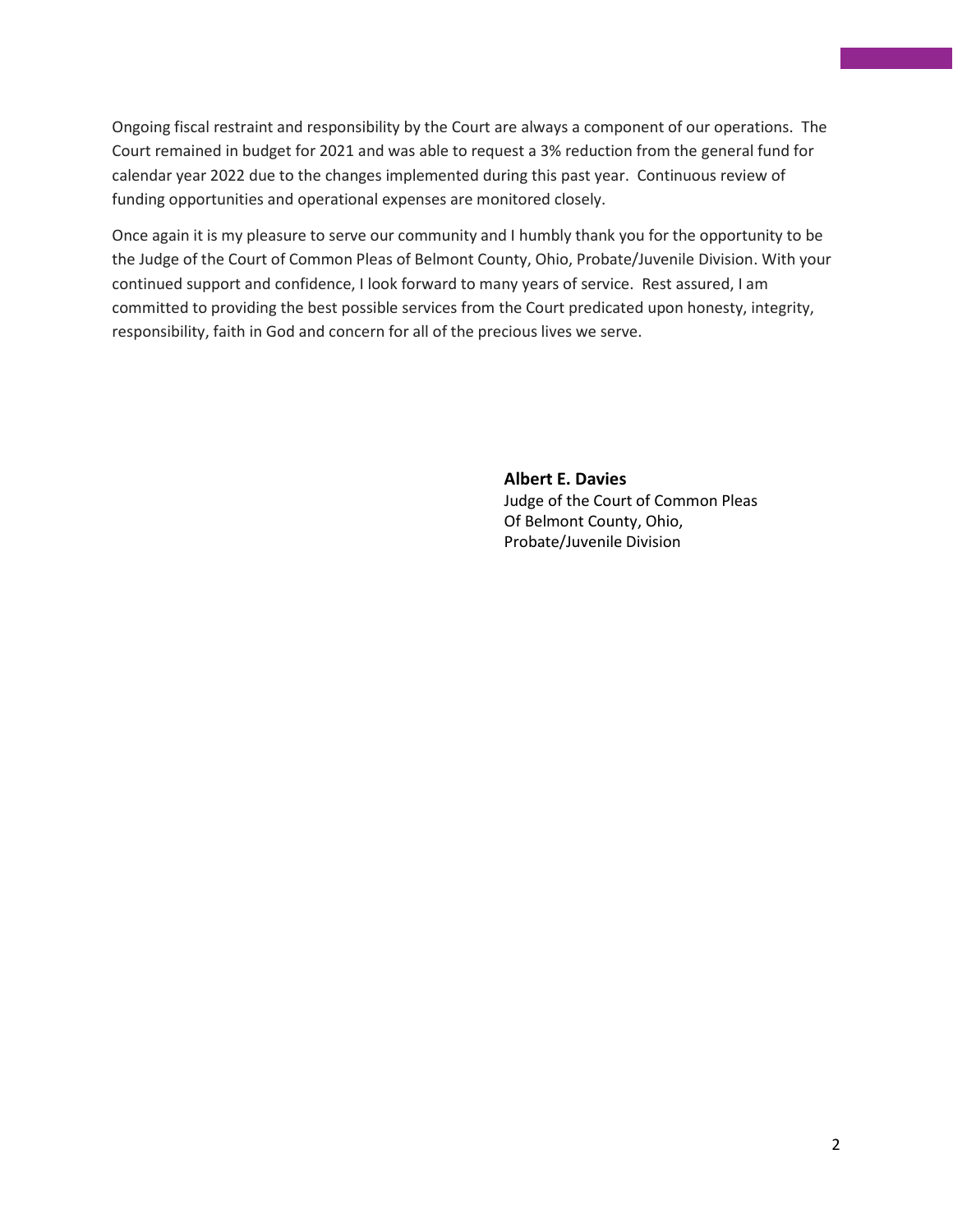Ongoing fiscal restraint and responsibility by the Court are always a component of our operations. The Court remained in budget for 2021 and was able to request a 3% reduction from the general fund for calendar year 2022 due to the changes implemented during this past year. Continuous review of funding opportunities and operational expenses are monitored closely.

Once again it is my pleasure to serve our community and I humbly thank you for the opportunity to be the Judge of the Court of Common Pleas of Belmont County, Ohio, Probate/Juvenile Division. With your continued support and confidence, I look forward to many years of service. Rest assured, I am committed to providing the best possible services from the Court predicated upon honesty, integrity, responsibility, faith in God and concern for all of the precious lives we serve.

**Albert E. Davies**
Judge of the Court of Common Pleas
Of Belmont County, Ohio,
Probate/Juvenile Division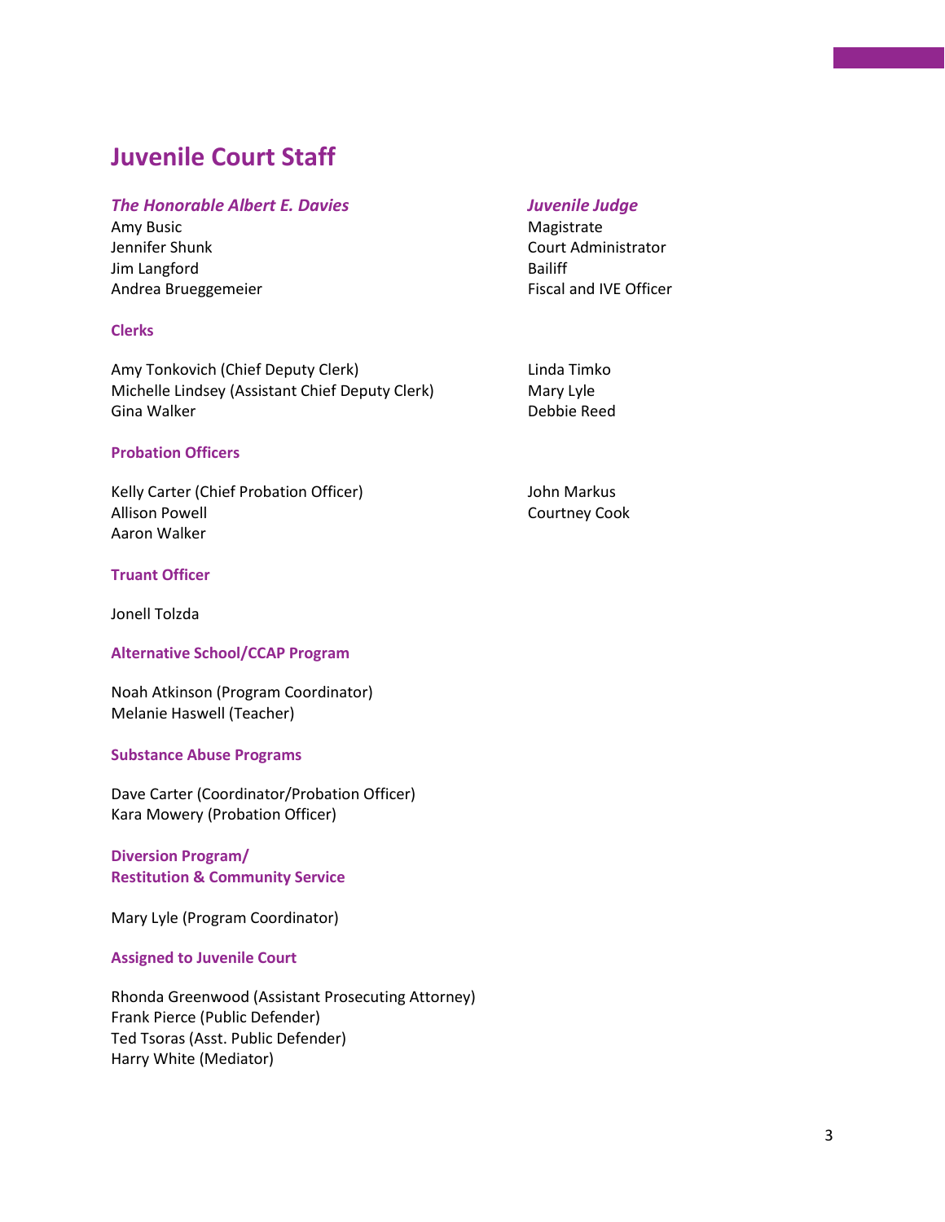# Juvenile Court Staff

| | |
|---|---|
| ***The Honorable Albert E. Davies*** | ***Juvenile Judge*** |
| Amy Busic | Magistrate |
| Jennifer Shunk | Court Administrator |
| Jim Langford | Bailiff |
| Andrea Brueggemeier | Fiscal and IVE Officer |

### Clerks

Amy Tonkovich (Chief Deputy Clerk)
Michelle Lindsey (Assistant Chief Deputy Clerk)
Gina Walker
Linda Timko
Mary Lyle
Debbie Reed

### Probation Officers

Kelly Carter (Chief Probation Officer)
Allison Powell
Aaron Walker
John Markus
Courtney Cook

### Truant Officer

Jonell Tolzda

### Alternative School/CCAP Program

Noah Atkinson (Program Coordinator)
Melanie Haswell (Teacher)

### Substance Abuse Programs

Dave Carter (Coordinator/Probation Officer)
Kara Mowery (Probation Officer)

### Diversion Program/ Restitution & Community Service

Mary Lyle (Program Coordinator)

### Assigned to Juvenile Court

Rhonda Greenwood (Assistant Prosecuting Attorney)
Frank Pierce (Public Defender)
Ted Tsoras (Asst. Public Defender)
Harry White (Mediator)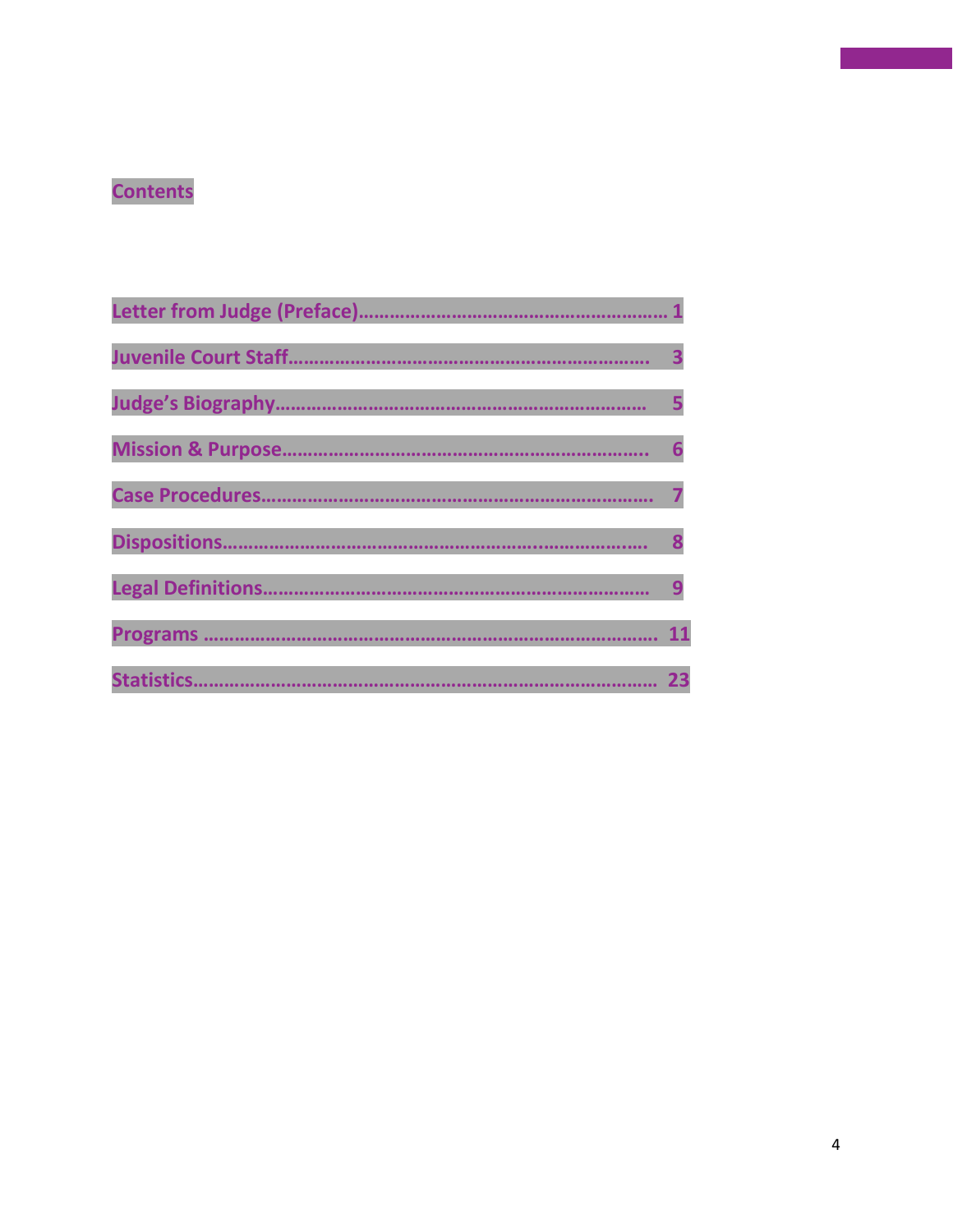# Contents

- Letter from Judge (Preface)………………………………………………… 1
- Juvenile Court Staff………………………………………………………… 3
- Judge's Biography…………………………………………………………… 5
- Mission & Purpose…………………………………………………………… 6
- Case Procedures……………………………………………………………… 7
- Dispositions…………………………………………………………………… 8
- Legal Definitions……………………………………………………………… 9
- Programs ……………………………………………………………………… 11
- Statistics……………………………………………………………………… 23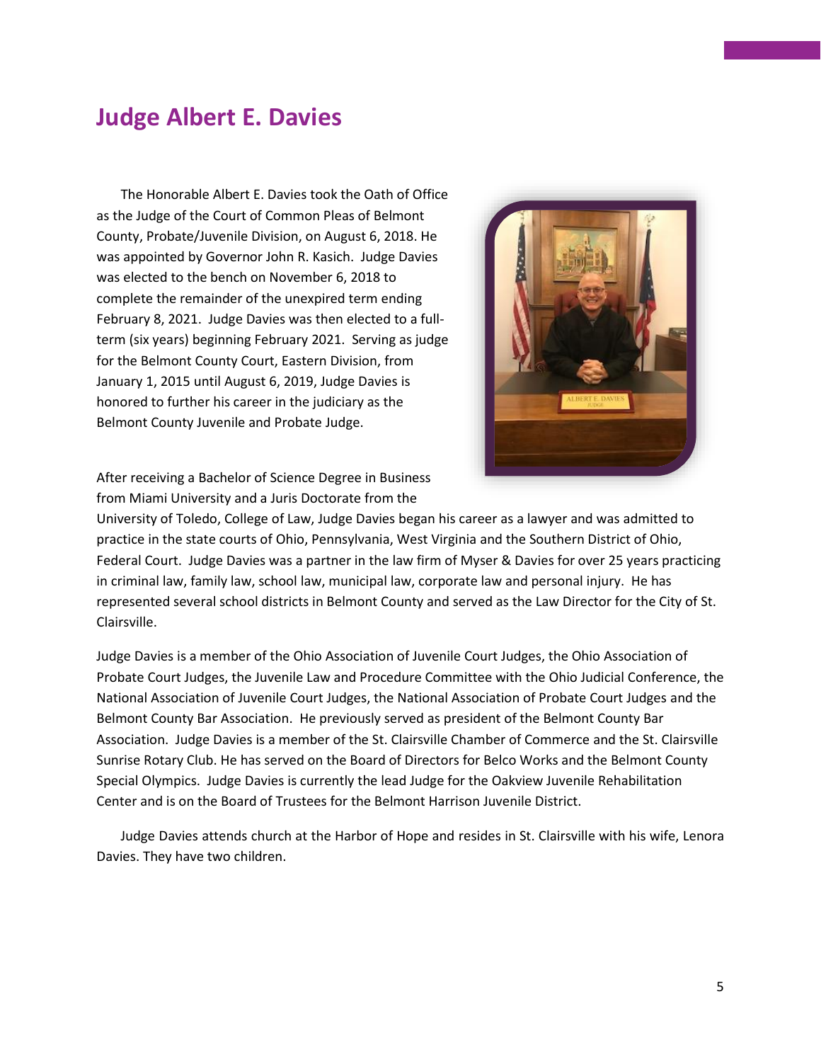# Judge Albert E. Davies

The Honorable Albert E. Davies took the Oath of Office as the Judge of the Court of Common Pleas of Belmont County, Probate/Juvenile Division, on August 6, 2018. He was appointed by Governor John R. Kasich. Judge Davies was elected to the bench on November 6, 2018 to complete the remainder of the unexpired term ending February 8, 2021. Judge Davies was then elected to a full-term (six years) beginning February 2021. Serving as judge for the Belmont County Court, Eastern Division, from January 1, 2015 until August 6, 2019, Judge Davies is honored to further his career in the judiciary as the Belmont County Juvenile and Probate Judge.

After receiving a Bachelor of Science Degree in Business from Miami University and a Juris Doctorate from the University of Toledo, College of Law, Judge Davies began his career as a lawyer and was admitted to practice in the state courts of Ohio, Pennsylvania, West Virginia and the Southern District of Ohio, Federal Court. Judge Davies was a partner in the law firm of Myser & Davies for over 25 years practicing in criminal law, family law, school law, municipal law, corporate law and personal injury. He has represented several school districts in Belmont County and served as the Law Director for the City of St. Clairsville.

Judge Davies is a member of the Ohio Association of Juvenile Court Judges, the Ohio Association of Probate Court Judges, the Juvenile Law and Procedure Committee with the Ohio Judicial Conference, the National Association of Juvenile Court Judges, the National Association of Probate Court Judges and the Belmont County Bar Association. He previously served as president of the Belmont County Bar Association. Judge Davies is a member of the St. Clairsville Chamber of Commerce and the St. Clairsville Sunrise Rotary Club. He has served on the Board of Directors for Belco Works and the Belmont County Special Olympics. Judge Davies is currently the lead Judge for the Oakview Juvenile Rehabilitation Center and is on the Board of Trustees for the Belmont Harrison Juvenile District.

Judge Davies attends church at the Harbor of Hope and resides in St. Clairsville with his wife, Lenora Davies. They have two children.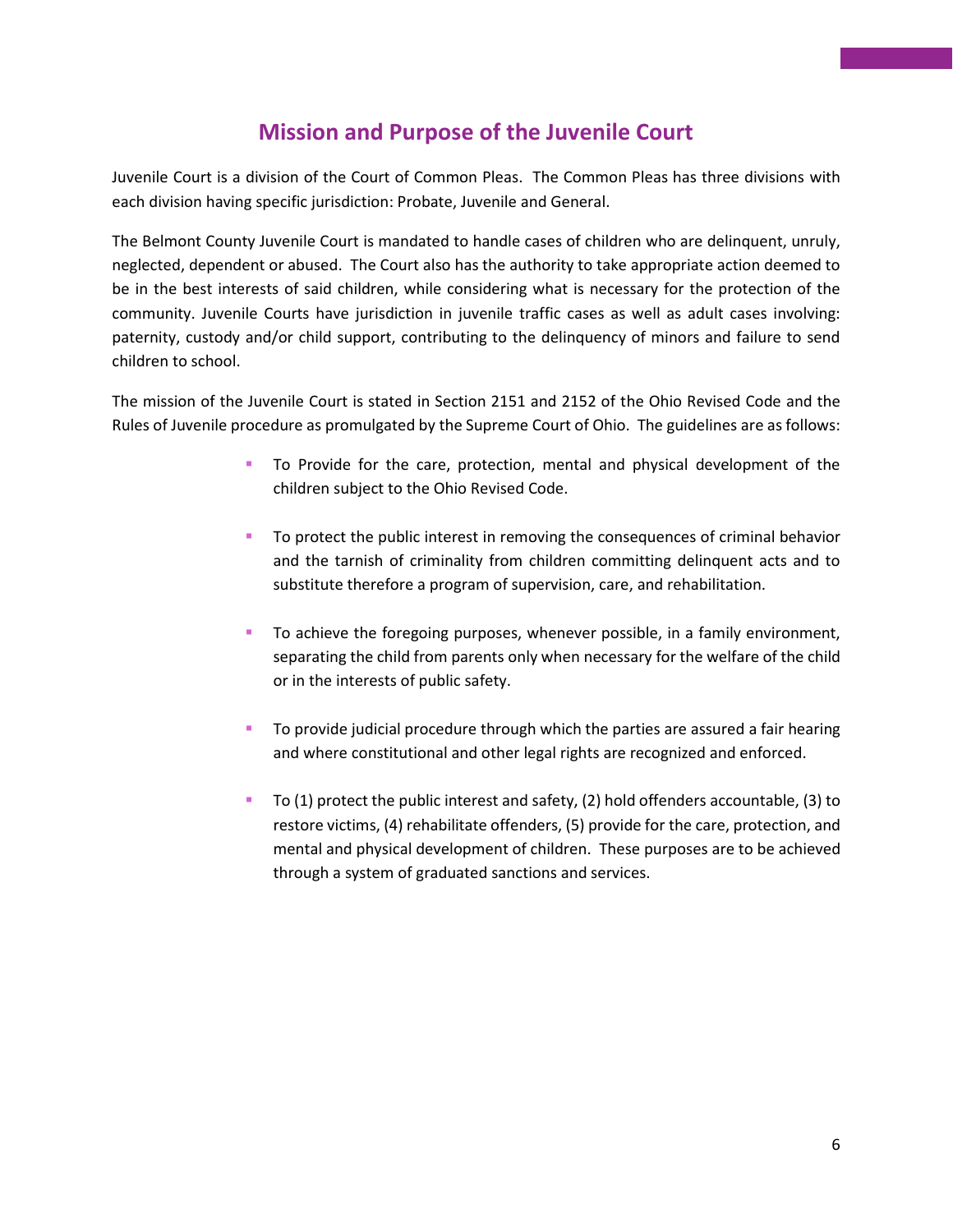# Mission and Purpose of the Juvenile Court

Juvenile Court is a division of the Court of Common Pleas. The Common Pleas has three divisions with each division having specific jurisdiction: Probate, Juvenile and General.

The Belmont County Juvenile Court is mandated to handle cases of children who are delinquent, unruly, neglected, dependent or abused. The Court also has the authority to take appropriate action deemed to be in the best interests of said children, while considering what is necessary for the protection of the community. Juvenile Courts have jurisdiction in juvenile traffic cases as well as adult cases involving: paternity, custody and/or child support, contributing to the delinquency of minors and failure to send children to school.

The mission of the Juvenile Court is stated in Section 2151 and 2152 of the Ohio Revised Code and the Rules of Juvenile procedure as promulgated by the Supreme Court of Ohio. The guidelines are as follows:

- To Provide for the care, protection, mental and physical development of the children subject to the Ohio Revised Code.

- To protect the public interest in removing the consequences of criminal behavior and the tarnish of criminality from children committing delinquent acts and to substitute therefore a program of supervision, care, and rehabilitation.

- To achieve the foregoing purposes, whenever possible, in a family environment, separating the child from parents only when necessary for the welfare of the child or in the interests of public safety.

- To provide judicial procedure through which the parties are assured a fair hearing and where constitutional and other legal rights are recognized and enforced.

- To (1) protect the public interest and safety, (2) hold offenders accountable, (3) to restore victims, (4) rehabilitate offenders, (5) provide for the care, protection, and mental and physical development of children. These purposes are to be achieved through a system of graduated sanctions and services.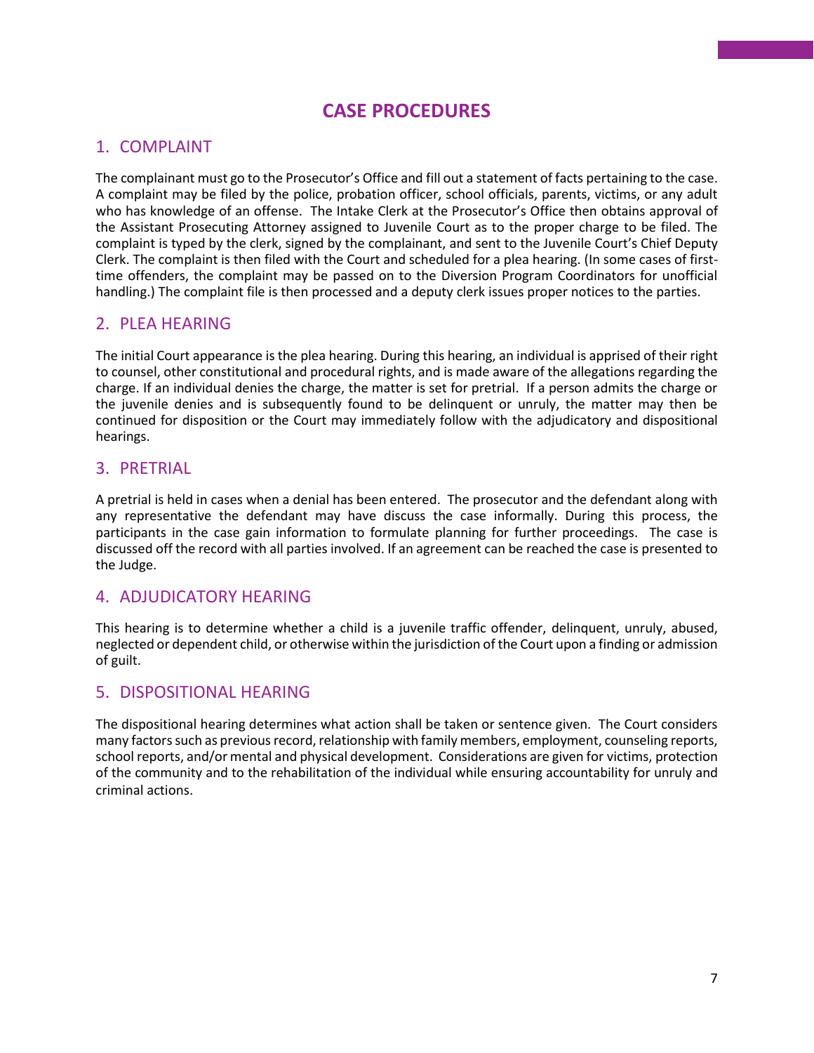# CASE PROCEDURES

## 1. COMPLAINT

The complainant must go to the Prosecutor's Office and fill out a statement of facts pertaining to the case. A complaint may be filed by the police, probation officer, school officials, parents, victims, or any adult who has knowledge of an offense. The Intake Clerk at the Prosecutor's Office then obtains approval of the Assistant Prosecuting Attorney assigned to Juvenile Court as to the proper charge to be filed. The complaint is typed by the clerk, signed by the complainant, and sent to the Juvenile Court's Chief Deputy Clerk. The complaint is then filed with the Court and scheduled for a plea hearing. (In some cases of first-time offenders, the complaint may be passed on to the Diversion Program Coordinators for unofficial handling.) The complaint file is then processed and a deputy clerk issues proper notices to the parties.

## 2. PLEA HEARING

The initial Court appearance is the plea hearing. During this hearing, an individual is apprised of their right to counsel, other constitutional and procedural rights, and is made aware of the allegations regarding the charge. If an individual denies the charge, the matter is set for pretrial. If a person admits the charge or the juvenile denies and is subsequently found to be delinquent or unruly, the matter may then be continued for disposition or the Court may immediately follow with the adjudicatory and dispositional hearings.

## 3. PRETRIAL

A pretrial is held in cases when a denial has been entered. The prosecutor and the defendant along with any representative the defendant may have discuss the case informally. During this process, the participants in the case gain information to formulate planning for further proceedings. The case is discussed off the record with all parties involved. If an agreement can be reached the case is presented to the Judge.

## 4. ADJUDICATORY HEARING

This hearing is to determine whether a child is a juvenile traffic offender, delinquent, unruly, abused, neglected or dependent child, or otherwise within the jurisdiction of the Court upon a finding or admission of guilt.

## 5. DISPOSITIONAL HEARING

The dispositional hearing determines what action shall be taken or sentence given. The Court considers many factors such as previous record, relationship with family members, employment, counseling reports, school reports, and/or mental and physical development. Considerations are given for victims, protection of the community and to the rehabilitation of the individual while ensuring accountability for unruly and criminal actions.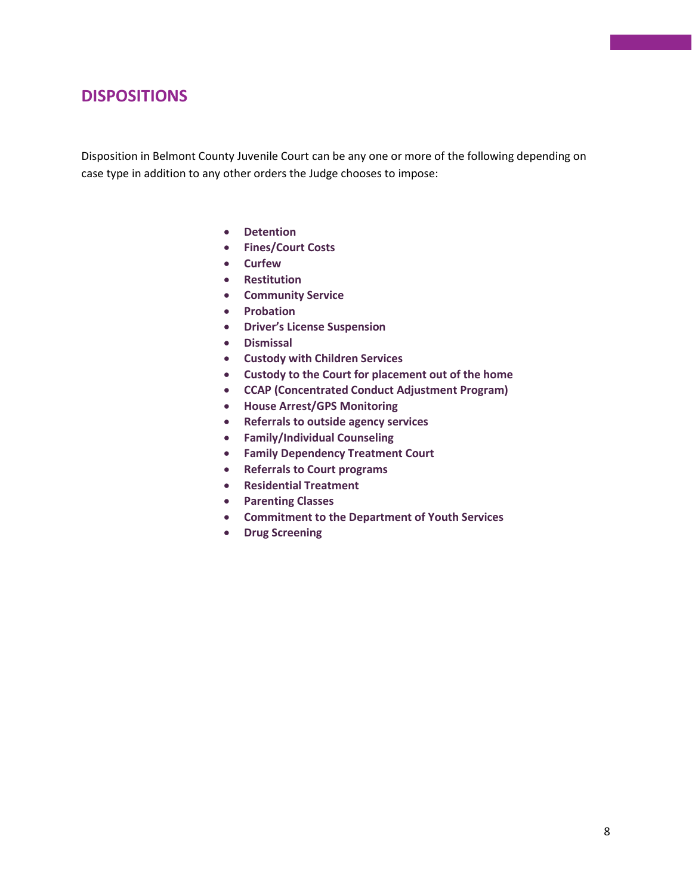## DISPOSITIONS

Disposition in Belmont County Juvenile Court can be any one or more of the following depending on case type in addition to any other orders the Judge chooses to impose:

- **Detention**
- **Fines/Court Costs**
- **Curfew**
- **Restitution**
- **Community Service**
- **Probation**
- **Driver's License Suspension**
- **Dismissal**
- **Custody with Children Services**
- **Custody to the Court for placement out of the home**
- **CCAP (Concentrated Conduct Adjustment Program)**
- **House Arrest/GPS Monitoring**
- **Referrals to outside agency services**
- **Family/Individual Counseling**
- **Family Dependency Treatment Court**
- **Referrals to Court programs**
- **Residential Treatment**
- **Parenting Classes**
- **Commitment to the Department of Youth Services**
- **Drug Screening**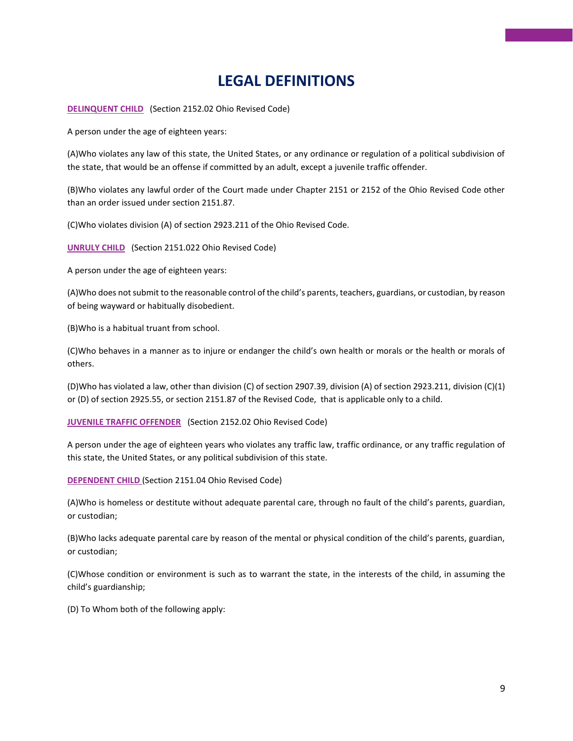# LEGAL DEFINITIONS

**DELINQUENT CHILD** (Section 2152.02 Ohio Revised Code)

A person under the age of eighteen years:

(A)Who violates any law of this state, the United States, or any ordinance or regulation of a political subdivision of the state, that would be an offense if committed by an adult, except a juvenile traffic offender.

(B)Who violates any lawful order of the Court made under Chapter 2151 or 2152 of the Ohio Revised Code other than an order issued under section 2151.87.

(C)Who violates division (A) of section 2923.211 of the Ohio Revised Code.

**UNRULY CHILD** (Section 2151.022 Ohio Revised Code)

A person under the age of eighteen years:

(A)Who does not submit to the reasonable control of the child's parents, teachers, guardians, or custodian, by reason of being wayward or habitually disobedient.

(B)Who is a habitual truant from school.

(C)Who behaves in a manner as to injure or endanger the child's own health or morals or the health or morals of others.

(D)Who has violated a law, other than division (C) of section 2907.39, division (A) of section 2923.211, division (C)(1) or (D) of section 2925.55, or section 2151.87 of the Revised Code, that is applicable only to a child.

**JUVENILE TRAFFIC OFFENDER** (Section 2152.02 Ohio Revised Code)

A person under the age of eighteen years who violates any traffic law, traffic ordinance, or any traffic regulation of this state, the United States, or any political subdivision of this state.

**DEPENDENT CHILD** (Section 2151.04 Ohio Revised Code)

(A)Who is homeless or destitute without adequate parental care, through no fault of the child's parents, guardian, or custodian;

(B)Who lacks adequate parental care by reason of the mental or physical condition of the child's parents, guardian, or custodian;

(C)Whose condition or environment is such as to warrant the state, in the interests of the child, in assuming the child's guardianship;

(D) To Whom both of the following apply: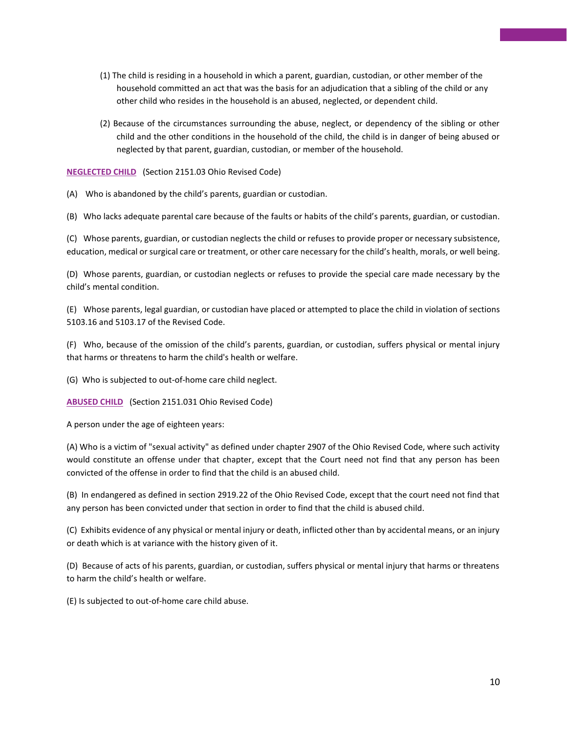(1) The child is residing in a household in which a parent, guardian, custodian, or other member of the household committed an act that was the basis for an adjudication that a sibling of the child or any other child who resides in the household is an abused, neglected, or dependent child.

(2) Because of the circumstances surrounding the abuse, neglect, or dependency of the sibling or other child and the other conditions in the household of the child, the child is in danger of being abused or neglected by that parent, guardian, custodian, or member of the household.

**NEGLECTED CHILD** (Section 2151.03 Ohio Revised Code)

(A) Who is abandoned by the child's parents, guardian or custodian.

(B) Who lacks adequate parental care because of the faults or habits of the child's parents, guardian, or custodian.

(C) Whose parents, guardian, or custodian neglects the child or refuses to provide proper or necessary subsistence, education, medical or surgical care or treatment, or other care necessary for the child's health, morals, or well being.

(D) Whose parents, guardian, or custodian neglects or refuses to provide the special care made necessary by the child's mental condition.

(E) Whose parents, legal guardian, or custodian have placed or attempted to place the child in violation of sections 5103.16 and 5103.17 of the Revised Code.

(F) Who, because of the omission of the child's parents, guardian, or custodian, suffers physical or mental injury that harms or threatens to harm the child's health or welfare.

(G) Who is subjected to out-of-home care child neglect.

**ABUSED CHILD** (Section 2151.031 Ohio Revised Code)

A person under the age of eighteen years:

(A) Who is a victim of "sexual activity" as defined under chapter 2907 of the Ohio Revised Code, where such activity would constitute an offense under that chapter, except that the Court need not find that any person has been convicted of the offense in order to find that the child is an abused child.

(B) In endangered as defined in section 2919.22 of the Ohio Revised Code, except that the court need not find that any person has been convicted under that section in order to find that the child is abused child.

(C) Exhibits evidence of any physical or mental injury or death, inflicted other than by accidental means, or an injury or death which is at variance with the history given of it.

(D) Because of acts of his parents, guardian, or custodian, suffers physical or mental injury that harms or threatens to harm the child's health or welfare.

(E) Is subjected to out-of-home care child abuse.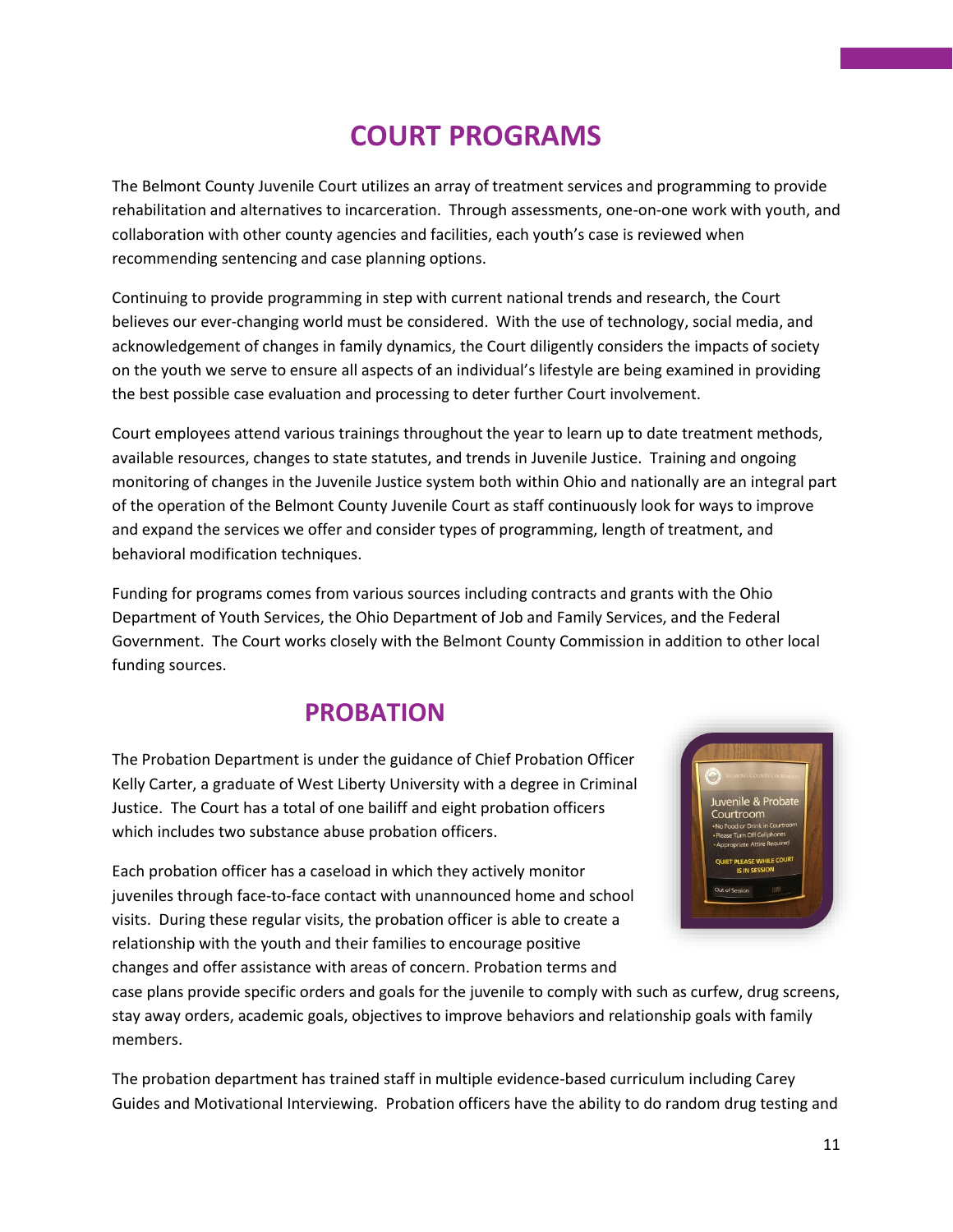# COURT PROGRAMS

The Belmont County Juvenile Court utilizes an array of treatment services and programming to provide rehabilitation and alternatives to incarceration. Through assessments, one-on-one work with youth, and collaboration with other county agencies and facilities, each youth's case is reviewed when recommending sentencing and case planning options.

Continuing to provide programming in step with current national trends and research, the Court believes our ever-changing world must be considered. With the use of technology, social media, and acknowledgement of changes in family dynamics, the Court diligently considers the impacts of society on the youth we serve to ensure all aspects of an individual's lifestyle are being examined in providing the best possible case evaluation and processing to deter further Court involvement.

Court employees attend various trainings throughout the year to learn up to date treatment methods, available resources, changes to state statutes, and trends in Juvenile Justice. Training and ongoing monitoring of changes in the Juvenile Justice system both within Ohio and nationally are an integral part of the operation of the Belmont County Juvenile Court as staff continuously look for ways to improve and expand the services we offer and consider types of programming, length of treatment, and behavioral modification techniques.

Funding for programs comes from various sources including contracts and grants with the Ohio Department of Youth Services, the Ohio Department of Job and Family Services, and the Federal Government. The Court works closely with the Belmont County Commission in addition to other local funding sources.

## PROBATION

The Probation Department is under the guidance of Chief Probation Officer Kelly Carter, a graduate of West Liberty University with a degree in Criminal Justice. The Court has a total of one bailiff and eight probation officers which includes two substance abuse probation officers.

Each probation officer has a caseload in which they actively monitor juveniles through face-to-face contact with unannounced home and school visits. During these regular visits, the probation officer is able to create a relationship with the youth and their families to encourage positive changes and offer assistance with areas of concern. Probation terms and case plans provide specific orders and goals for the juvenile to comply with such as curfew, drug screens, stay away orders, academic goals, objectives to improve behaviors and relationship goals with family members.

The probation department has trained staff in multiple evidence-based curriculum including Carey Guides and Motivational Interviewing. Probation officers have the ability to do random drug testing and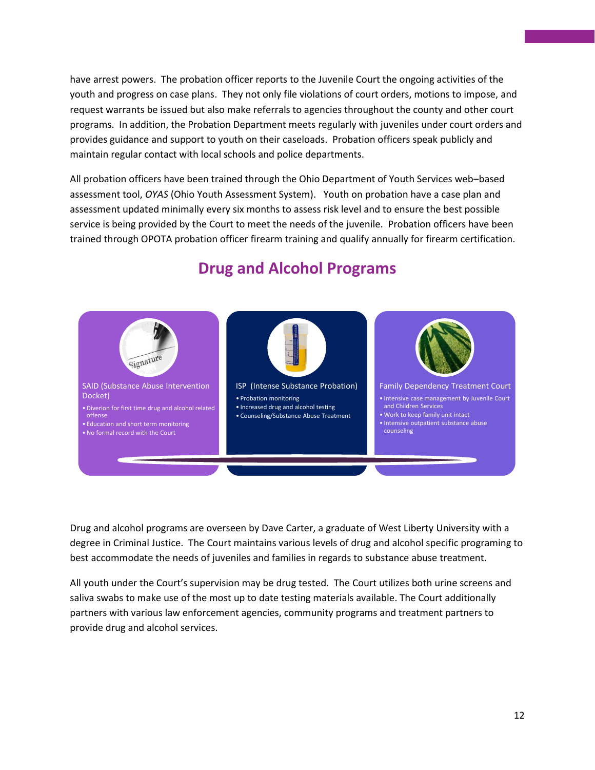have arrest powers. The probation officer reports to the Juvenile Court the ongoing activities of the youth and progress on case plans. They not only file violations of court orders, motions to impose, and request warrants be issued but also make referrals to agencies throughout the county and other court programs. In addition, the Probation Department meets regularly with juveniles under court orders and provides guidance and support to youth on their caseloads. Probation officers speak publicly and maintain regular contact with local schools and police departments.

All probation officers have been trained through the Ohio Department of Youth Services web–based assessment tool, *OYAS* (Ohio Youth Assessment System). Youth on probation have a case plan and assessment updated minimally every six months to assess risk level and to ensure the best possible service is being provided by the Court to meet the needs of the juvenile. Probation officers have been trained through OPOTA probation officer firearm training and qualify annually for firearm certification.

## Drug and Alcohol Programs

**SAID (Substance Abuse Intervention Docket)**

- Diverion for first time drug and alcohol related offense
- Education and short term monitoring
- No formal record with the Court

**ISP (Intense Substance Probation)**

- Probation monitoring
- Increased drug and alcohol testing
- Counseling/Substance Abuse Treatment

**Family Dependency Treatment Court**

- Intensive case management by Juvenile Court and Children Services
- Work to keep family unit intact
- Intensive outpatient substance abuse counseling

Drug and alcohol programs are overseen by Dave Carter, a graduate of West Liberty University with a degree in Criminal Justice. The Court maintains various levels of drug and alcohol specific programing to best accommodate the needs of juveniles and families in regards to substance abuse treatment.

All youth under the Court's supervision may be drug tested. The Court utilizes both urine screens and saliva swabs to make use of the most up to date testing materials available. The Court additionally partners with various law enforcement agencies, community programs and treatment partners to provide drug and alcohol services.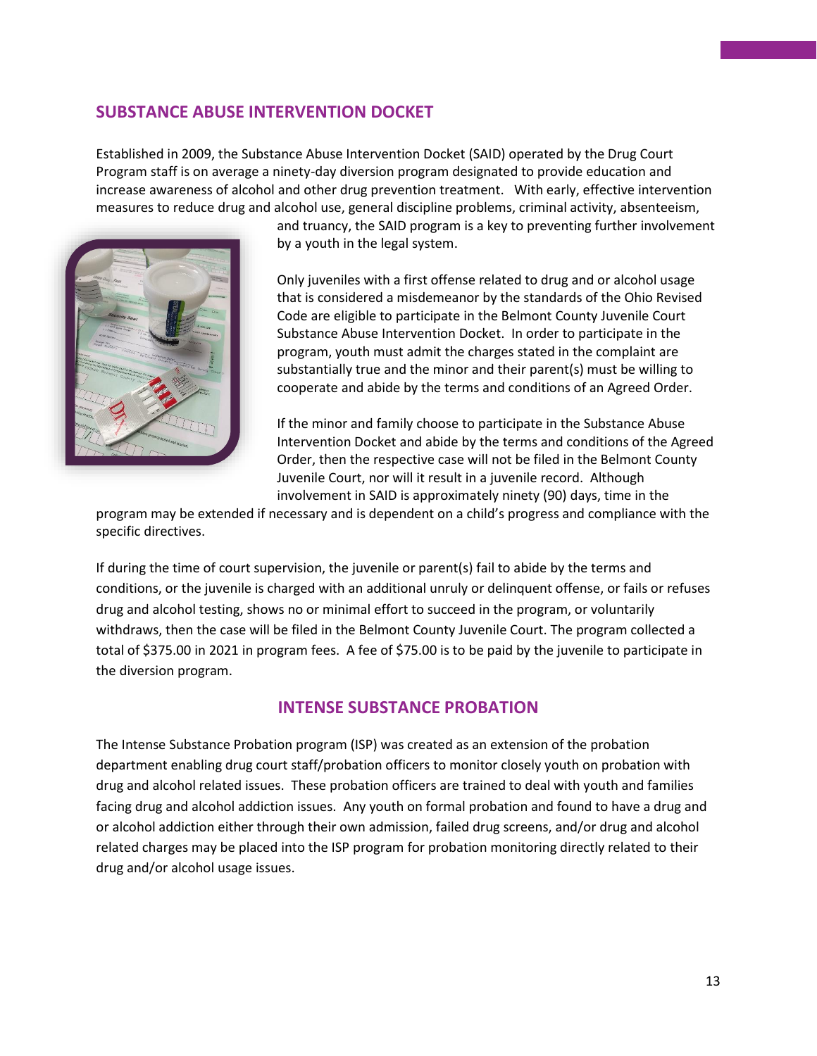## SUBSTANCE ABUSE INTERVENTION DOCKET

Established in 2009, the Substance Abuse Intervention Docket (SAID) operated by the Drug Court Program staff is on average a ninety-day diversion program designated to provide education and increase awareness of alcohol and other drug prevention treatment. With early, effective intervention measures to reduce drug and alcohol use, general discipline problems, criminal activity, absenteeism, and truancy, the SAID program is a key to preventing further involvement by a youth in the legal system.

Only juveniles with a first offense related to drug and or alcohol usage that is considered a misdemeanor by the standards of the Ohio Revised Code are eligible to participate in the Belmont County Juvenile Court Substance Abuse Intervention Docket. In order to participate in the program, youth must admit the charges stated in the complaint are substantially true and the minor and their parent(s) must be willing to cooperate and abide by the terms and conditions of an Agreed Order.

If the minor and family choose to participate in the Substance Abuse Intervention Docket and abide by the terms and conditions of the Agreed Order, then the respective case will not be filed in the Belmont County Juvenile Court, nor will it result in a juvenile record. Although involvement in SAID is approximately ninety (90) days, time in the program may be extended if necessary and is dependent on a child's progress and compliance with the specific directives.

If during the time of court supervision, the juvenile or parent(s) fail to abide by the terms and conditions, or the juvenile is charged with an additional unruly or delinquent offense, or fails or refuses drug and alcohol testing, shows no or minimal effort to succeed in the program, or voluntarily withdraws, then the case will be filed in the Belmont County Juvenile Court. The program collected a total of $375.00 in 2021 in program fees. A fee of $75.00 is to be paid by the juvenile to participate in the diversion program.

## INTENSE SUBSTANCE PROBATION

The Intense Substance Probation program (ISP) was created as an extension of the probation department enabling drug court staff/probation officers to monitor closely youth on probation with drug and alcohol related issues. These probation officers are trained to deal with youth and families facing drug and alcohol addiction issues. Any youth on formal probation and found to have a drug and or alcohol addiction either through their own admission, failed drug screens, and/or drug and alcohol related charges may be placed into the ISP program for probation monitoring directly related to their drug and/or alcohol usage issues.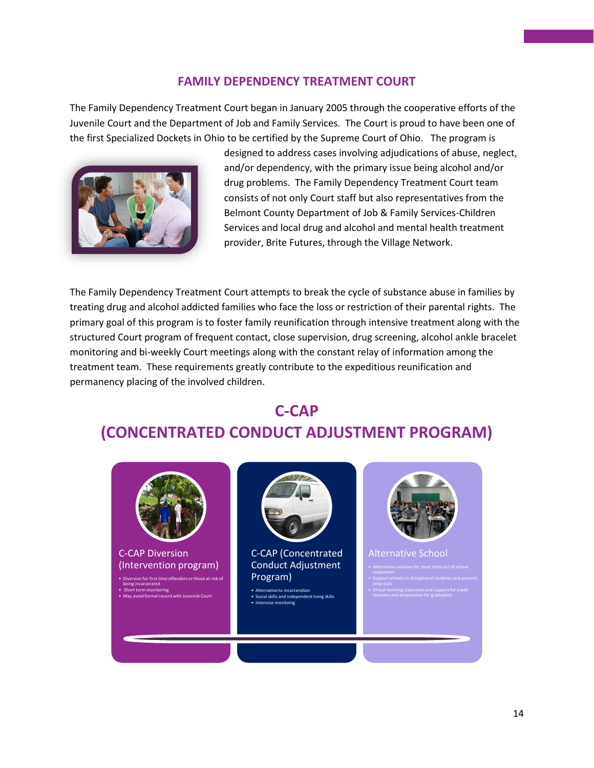## FAMILY DEPENDENCY TREATMENT COURT

The Family Dependency Treatment Court began in January 2005 through the cooperative efforts of the Juvenile Court and the Department of Job and Family Services. The Court is proud to have been one of the first Specialized Dockets in Ohio to be certified by the Supreme Court of Ohio. The program is designed to address cases involving adjudications of abuse, neglect, and/or dependency, with the primary issue being alcohol and/or drug problems. The Family Dependency Treatment Court team consists of not only Court staff but also representatives from the Belmont County Department of Job & Family Services-Children Services and local drug and alcohol and mental health treatment provider, Brite Futures, through the Village Network.

The Family Dependency Treatment Court attempts to break the cycle of substance abuse in families by treating drug and alcohol addicted families who face the loss or restriction of their parental rights. The primary goal of this program is to foster family reunification through intensive treatment along with the structured Court program of frequent contact, close supervision, drug screening, alcohol ankle bracelet monitoring and bi-weekly Court meetings along with the constant relay of information among the treatment team. These requirements greatly contribute to the expeditious reunification and permanency placing of the involved children.

## C-CAP
## (CONCENTRATED CONDUCT ADJUSTMENT PROGRAM)

### C-CAP Diversion (Intervention program)

- Diversion for first time offenders or those at risk of being incarcerated
- Short term monitoring
- May avoid formal record with Juvenile Court

### C-CAP (Concentrated Conduct Adjustment Program)

- Alternative to incarceration
- Social skills and independent living skills
- Intensive monitoing

### Alternative School

- Alternative solution for short term out of school suspension
- Support schools in discipline of students and prevent drop outs
- Virtual learning classroom and support for credit recovery and preparation for graduation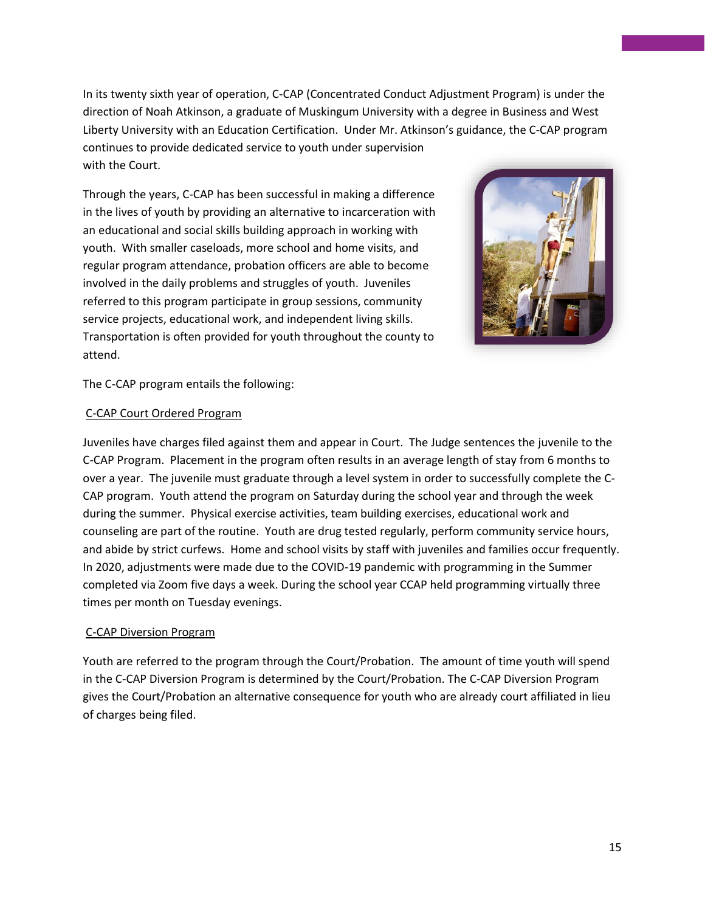In its twenty sixth year of operation, C-CAP (Concentrated Conduct Adjustment Program) is under the direction of Noah Atkinson, a graduate of Muskingum University with a degree in Business and West Liberty University with an Education Certification. Under Mr. Atkinson's guidance, the C-CAP program continues to provide dedicated service to youth under supervision with the Court.

Through the years, C-CAP has been successful in making a difference in the lives of youth by providing an alternative to incarceration with an educational and social skills building approach in working with youth. With smaller caseloads, more school and home visits, and regular program attendance, probation officers are able to become involved in the daily problems and struggles of youth. Juveniles referred to this program participate in group sessions, community service projects, educational work, and independent living skills. Transportation is often provided for youth throughout the county to attend.

The C-CAP program entails the following:

C-CAP Court Ordered Program

Juveniles have charges filed against them and appear in Court. The Judge sentences the juvenile to the C-CAP Program. Placement in the program often results in an average length of stay from 6 months to over a year. The juvenile must graduate through a level system in order to successfully complete the C-CAP program. Youth attend the program on Saturday during the school year and through the week during the summer. Physical exercise activities, team building exercises, educational work and counseling are part of the routine. Youth are drug tested regularly, perform community service hours, and abide by strict curfews. Home and school visits by staff with juveniles and families occur frequently. In 2020, adjustments were made due to the COVID-19 pandemic with programming in the Summer completed via Zoom five days a week. During the school year CCAP held programming virtually three times per month on Tuesday evenings.

C-CAP Diversion Program

Youth are referred to the program through the Court/Probation. The amount of time youth will spend in the C-CAP Diversion Program is determined by the Court/Probation. The C-CAP Diversion Program gives the Court/Probation an alternative consequence for youth who are already court affiliated in lieu of charges being filed.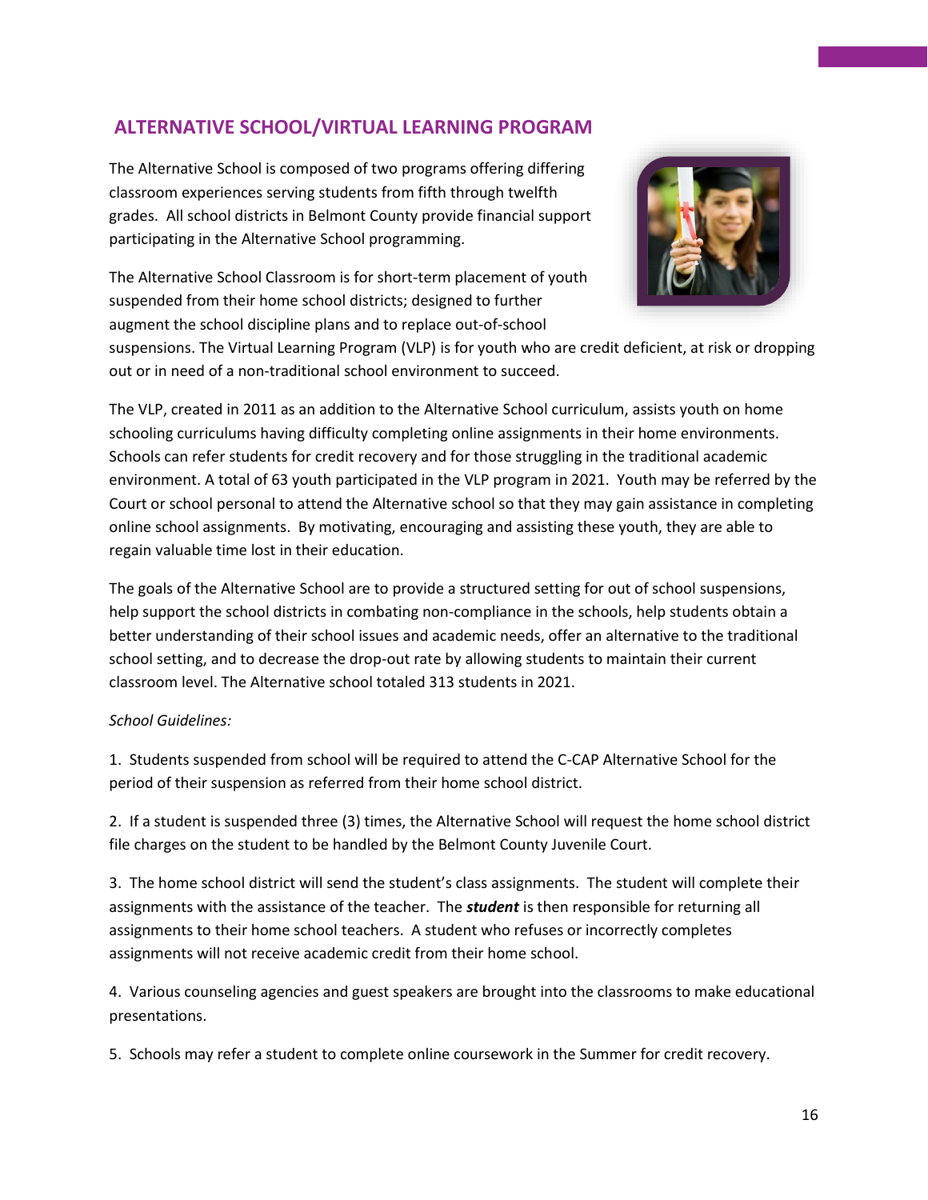## ALTERNATIVE SCHOOL/VIRTUAL LEARNING PROGRAM

The Alternative School is composed of two programs offering differing classroom experiences serving students from fifth through twelfth grades. All school districts in Belmont County provide financial support participating in the Alternative School programming.

The Alternative School Classroom is for short-term placement of youth suspended from their home school districts; designed to further augment the school discipline plans and to replace out-of-school suspensions. The Virtual Learning Program (VLP) is for youth who are credit deficient, at risk or dropping out or in need of a non-traditional school environment to succeed.

The VLP, created in 2011 as an addition to the Alternative School curriculum, assists youth on home schooling curriculums having difficulty completing online assignments in their home environments. Schools can refer students for credit recovery and for those struggling in the traditional academic environment. A total of 63 youth participated in the VLP program in 2021. Youth may be referred by the Court or school personal to attend the Alternative school so that they may gain assistance in completing online school assignments. By motivating, encouraging and assisting these youth, they are able to regain valuable time lost in their education.

The goals of the Alternative School are to provide a structured setting for out of school suspensions, help support the school districts in combating non-compliance in the schools, help students obtain a better understanding of their school issues and academic needs, offer an alternative to the traditional school setting, and to decrease the drop-out rate by allowing students to maintain their current classroom level. The Alternative school totaled 313 students in 2021.

*School Guidelines:*

1. Students suspended from school will be required to attend the C-CAP Alternative School for the period of their suspension as referred from their home school district.

2. If a student is suspended three (3) times, the Alternative School will request the home school district file charges on the student to be handled by the Belmont County Juvenile Court.

3. The home school district will send the student's class assignments. The student will complete their assignments with the assistance of the teacher. The ***student*** is then responsible for returning all assignments to their home school teachers. A student who refuses or incorrectly completes assignments will not receive academic credit from their home school.

4. Various counseling agencies and guest speakers are brought into the classrooms to make educational presentations.

5. Schools may refer a student to complete online coursework in the Summer for credit recovery.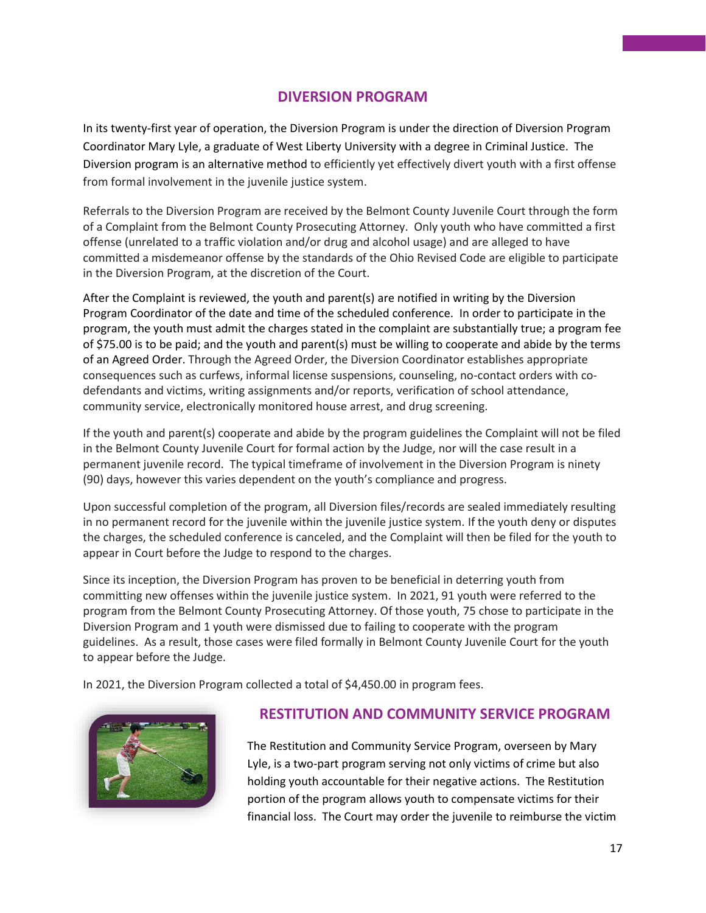## DIVERSION PROGRAM

In its twenty-first year of operation, the Diversion Program is under the direction of Diversion Program Coordinator Mary Lyle, a graduate of West Liberty University with a degree in Criminal Justice. The Diversion program is an alternative method to efficiently yet effectively divert youth with a first offense from formal involvement in the juvenile justice system.

Referrals to the Diversion Program are received by the Belmont County Juvenile Court through the form of a Complaint from the Belmont County Prosecuting Attorney. Only youth who have committed a first offense (unrelated to a traffic violation and/or drug and alcohol usage) and are alleged to have committed a misdemeanor offense by the standards of the Ohio Revised Code are eligible to participate in the Diversion Program, at the discretion of the Court.

After the Complaint is reviewed, the youth and parent(s) are notified in writing by the Diversion Program Coordinator of the date and time of the scheduled conference. In order to participate in the program, the youth must admit the charges stated in the complaint are substantially true; a program fee of $75.00 is to be paid; and the youth and parent(s) must be willing to cooperate and abide by the terms of an Agreed Order. Through the Agreed Order, the Diversion Coordinator establishes appropriate consequences such as curfews, informal license suspensions, counseling, no-contact orders with co-defendants and victims, writing assignments and/or reports, verification of school attendance, community service, electronically monitored house arrest, and drug screening.

If the youth and parent(s) cooperate and abide by the program guidelines the Complaint will not be filed in the Belmont County Juvenile Court for formal action by the Judge, nor will the case result in a permanent juvenile record. The typical timeframe of involvement in the Diversion Program is ninety (90) days, however this varies dependent on the youth's compliance and progress.

Upon successful completion of the program, all Diversion files/records are sealed immediately resulting in no permanent record for the juvenile within the juvenile justice system. If the youth deny or disputes the charges, the scheduled conference is canceled, and the Complaint will then be filed for the youth to appear in Court before the Judge to respond to the charges.

Since its inception, the Diversion Program has proven to be beneficial in deterring youth from committing new offenses within the juvenile justice system. In 2021, 91 youth were referred to the program from the Belmont County Prosecuting Attorney. Of those youth, 75 chose to participate in the Diversion Program and 1 youth were dismissed due to failing to cooperate with the program guidelines. As a result, those cases were filed formally in Belmont County Juvenile Court for the youth to appear before the Judge.

In 2021, the Diversion Program collected a total of $4,450.00 in program fees.

## RESTITUTION AND COMMUNITY SERVICE PROGRAM

The Restitution and Community Service Program, overseen by Mary Lyle, is a two-part program serving not only victims of crime but also holding youth accountable for their negative actions. The Restitution portion of the program allows youth to compensate victims for their financial loss. The Court may order the juvenile to reimburse the victim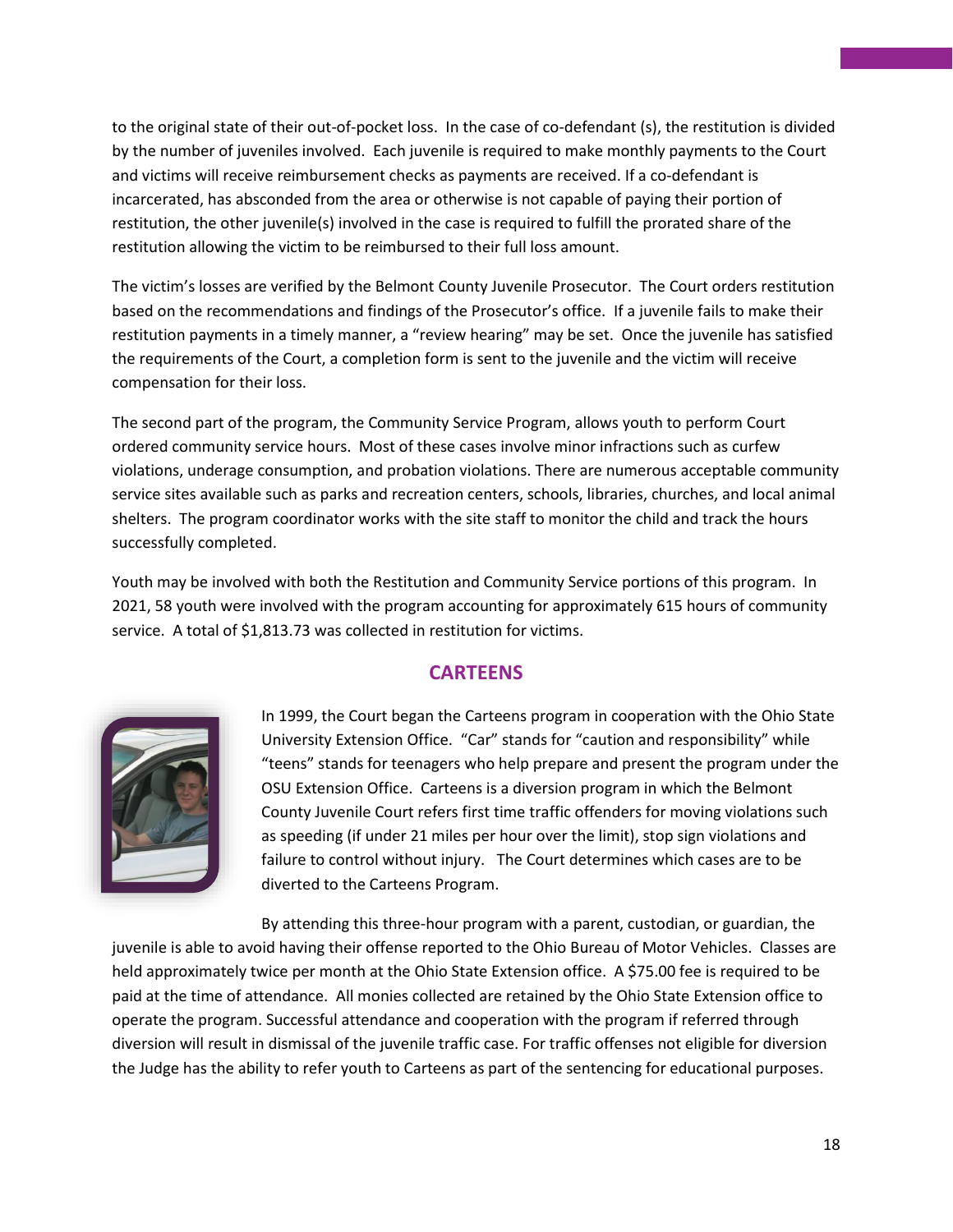to the original state of their out-of-pocket loss. In the case of co-defendant (s), the restitution is divided by the number of juveniles involved. Each juvenile is required to make monthly payments to the Court and victims will receive reimbursement checks as payments are received. If a co-defendant is incarcerated, has absconded from the area or otherwise is not capable of paying their portion of restitution, the other juvenile(s) involved in the case is required to fulfill the prorated share of the restitution allowing the victim to be reimbursed to their full loss amount.

The victim's losses are verified by the Belmont County Juvenile Prosecutor. The Court orders restitution based on the recommendations and findings of the Prosecutor's office. If a juvenile fails to make their restitution payments in a timely manner, a "review hearing" may be set. Once the juvenile has satisfied the requirements of the Court, a completion form is sent to the juvenile and the victim will receive compensation for their loss.

The second part of the program, the Community Service Program, allows youth to perform Court ordered community service hours. Most of these cases involve minor infractions such as curfew violations, underage consumption, and probation violations. There are numerous acceptable community service sites available such as parks and recreation centers, schools, libraries, churches, and local animal shelters. The program coordinator works with the site staff to monitor the child and track the hours successfully completed.

Youth may be involved with both the Restitution and Community Service portions of this program. In 2021, 58 youth were involved with the program accounting for approximately 615 hours of community service. A total of $1,813.73 was collected in restitution for victims.

## CARTEENS

In 1999, the Court began the Carteens program in cooperation with the Ohio State University Extension Office. "Car" stands for "caution and responsibility" while "teens" stands for teenagers who help prepare and present the program under the OSU Extension Office. Carteens is a diversion program in which the Belmont County Juvenile Court refers first time traffic offenders for moving violations such as speeding (if under 21 miles per hour over the limit), stop sign violations and failure to control without injury. The Court determines which cases are to be diverted to the Carteens Program.

By attending this three-hour program with a parent, custodian, or guardian, the juvenile is able to avoid having their offense reported to the Ohio Bureau of Motor Vehicles. Classes are held approximately twice per month at the Ohio State Extension office. A $75.00 fee is required to be paid at the time of attendance. All monies collected are retained by the Ohio State Extension office to operate the program. Successful attendance and cooperation with the program if referred through diversion will result in dismissal of the juvenile traffic case. For traffic offenses not eligible for diversion the Judge has the ability to refer youth to Carteens as part of the sentencing for educational purposes.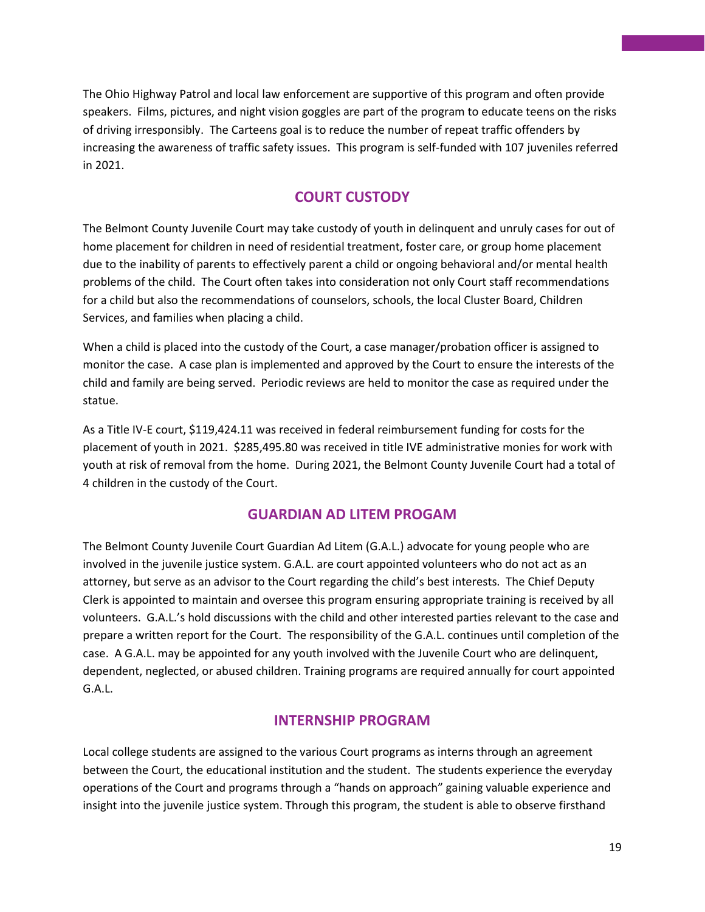The Ohio Highway Patrol and local law enforcement are supportive of this program and often provide speakers. Films, pictures, and night vision goggles are part of the program to educate teens on the risks of driving irresponsibly. The Carteens goal is to reduce the number of repeat traffic offenders by increasing the awareness of traffic safety issues. This program is self-funded with 107 juveniles referred in 2021.

## COURT CUSTODY

The Belmont County Juvenile Court may take custody of youth in delinquent and unruly cases for out of home placement for children in need of residential treatment, foster care, or group home placement due to the inability of parents to effectively parent a child or ongoing behavioral and/or mental health problems of the child. The Court often takes into consideration not only Court staff recommendations for a child but also the recommendations of counselors, schools, the local Cluster Board, Children Services, and families when placing a child.

When a child is placed into the custody of the Court, a case manager/probation officer is assigned to monitor the case. A case plan is implemented and approved by the Court to ensure the interests of the child and family are being served. Periodic reviews are held to monitor the case as required under the statue.

As a Title IV-E court, $119,424.11 was received in federal reimbursement funding for costs for the placement of youth in 2021. $285,495.80 was received in title IVE administrative monies for work with youth at risk of removal from the home. During 2021, the Belmont County Juvenile Court had a total of 4 children in the custody of the Court.

## GUARDIAN AD LITEM PROGAM

The Belmont County Juvenile Court Guardian Ad Litem (G.A.L.) advocate for young people who are involved in the juvenile justice system. G.A.L. are court appointed volunteers who do not act as an attorney, but serve as an advisor to the Court regarding the child's best interests. The Chief Deputy Clerk is appointed to maintain and oversee this program ensuring appropriate training is received by all volunteers. G.A.L.'s hold discussions with the child and other interested parties relevant to the case and prepare a written report for the Court. The responsibility of the G.A.L. continues until completion of the case. A G.A.L. may be appointed for any youth involved with the Juvenile Court who are delinquent, dependent, neglected, or abused children. Training programs are required annually for court appointed G.A.L.

## INTERNSHIP PROGRAM

Local college students are assigned to the various Court programs as interns through an agreement between the Court, the educational institution and the student. The students experience the everyday operations of the Court and programs through a "hands on approach" gaining valuable experience and insight into the juvenile justice system. Through this program, the student is able to observe firsthand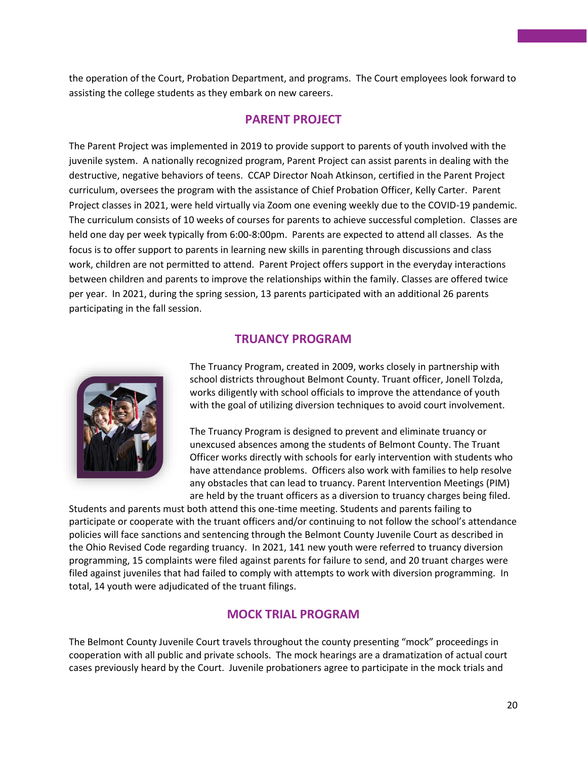the operation of the Court, Probation Department, and programs. The Court employees look forward to assisting the college students as they embark on new careers.

## PARENT PROJECT

The Parent Project was implemented in 2019 to provide support to parents of youth involved with the juvenile system. A nationally recognized program, Parent Project can assist parents in dealing with the destructive, negative behaviors of teens. CCAP Director Noah Atkinson, certified in the Parent Project curriculum, oversees the program with the assistance of Chief Probation Officer, Kelly Carter. Parent Project classes in 2021, were held virtually via Zoom one evening weekly due to the COVID-19 pandemic. The curriculum consists of 10 weeks of courses for parents to achieve successful completion. Classes are held one day per week typically from 6:00-8:00pm. Parents are expected to attend all classes. As the focus is to offer support to parents in learning new skills in parenting through discussions and class work, children are not permitted to attend. Parent Project offers support in the everyday interactions between children and parents to improve the relationships within the family. Classes are offered twice per year. In 2021, during the spring session, 13 parents participated with an additional 26 parents participating in the fall session.

## TRUANCY PROGRAM

The Truancy Program, created in 2009, works closely in partnership with school districts throughout Belmont County. Truant officer, Jonell Tolzda, works diligently with school officials to improve the attendance of youth with the goal of utilizing diversion techniques to avoid court involvement.

The Truancy Program is designed to prevent and eliminate truancy or unexcused absences among the students of Belmont County. The Truant Officer works directly with schools for early intervention with students who have attendance problems. Officers also work with families to help resolve any obstacles that can lead to truancy. Parent Intervention Meetings (PIM) are held by the truant officers as a diversion to truancy charges being filed. Students and parents must both attend this one-time meeting. Students and parents failing to participate or cooperate with the truant officers and/or continuing to not follow the school's attendance policies will face sanctions and sentencing through the Belmont County Juvenile Court as described in the Ohio Revised Code regarding truancy. In 2021, 141 new youth were referred to truancy diversion programming, 15 complaints were filed against parents for failure to send, and 20 truant charges were filed against juveniles that had failed to comply with attempts to work with diversion programming. In total, 14 youth were adjudicated of the truant filings.

## MOCK TRIAL PROGRAM

The Belmont County Juvenile Court travels throughout the county presenting "mock" proceedings in cooperation with all public and private schools. The mock hearings are a dramatization of actual court cases previously heard by the Court. Juvenile probationers agree to participate in the mock trials and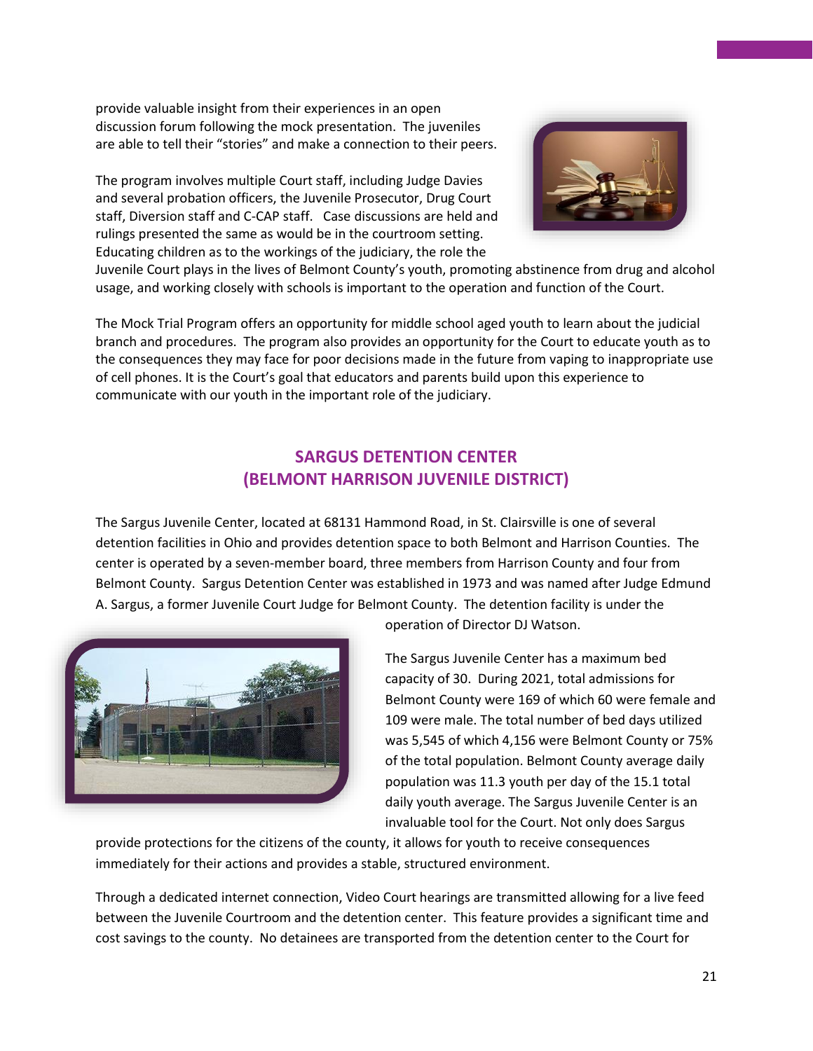provide valuable insight from their experiences in an open discussion forum following the mock presentation. The juveniles are able to tell their "stories" and make a connection to their peers.

The program involves multiple Court staff, including Judge Davies and several probation officers, the Juvenile Prosecutor, Drug Court staff, Diversion staff and C-CAP staff. Case discussions are held and rulings presented the same as would be in the courtroom setting. Educating children as to the workings of the judiciary, the role the Juvenile Court plays in the lives of Belmont County's youth, promoting abstinence from drug and alcohol usage, and working closely with schools is important to the operation and function of the Court.

The Mock Trial Program offers an opportunity for middle school aged youth to learn about the judicial branch and procedures. The program also provides an opportunity for the Court to educate youth as to the consequences they may face for poor decisions made in the future from vaping to inappropriate use of cell phones. It is the Court's goal that educators and parents build upon this experience to communicate with our youth in the important role of the judiciary.

## SARGUS DETENTION CENTER (BELMONT HARRISON JUVENILE DISTRICT)

The Sargus Juvenile Center, located at 68131 Hammond Road, in St. Clairsville is one of several detention facilities in Ohio and provides detention space to both Belmont and Harrison Counties. The center is operated by a seven-member board, three members from Harrison County and four from Belmont County. Sargus Detention Center was established in 1973 and was named after Judge Edmund A. Sargus, a former Juvenile Court Judge for Belmont County. The detention facility is under the operation of Director DJ Watson.

The Sargus Juvenile Center has a maximum bed capacity of 30. During 2021, total admissions for Belmont County were 169 of which 60 were female and 109 were male. The total number of bed days utilized was 5,545 of which 4,156 were Belmont County or 75% of the total population. Belmont County average daily population was 11.3 youth per day of the 15.1 total daily youth average. The Sargus Juvenile Center is an invaluable tool for the Court. Not only does Sargus provide protections for the citizens of the county, it allows for youth to receive consequences immediately for their actions and provides a stable, structured environment.

Through a dedicated internet connection, Video Court hearings are transmitted allowing for a live feed between the Juvenile Courtroom and the detention center. This feature provides a significant time and cost savings to the county. No detainees are transported from the detention center to the Court for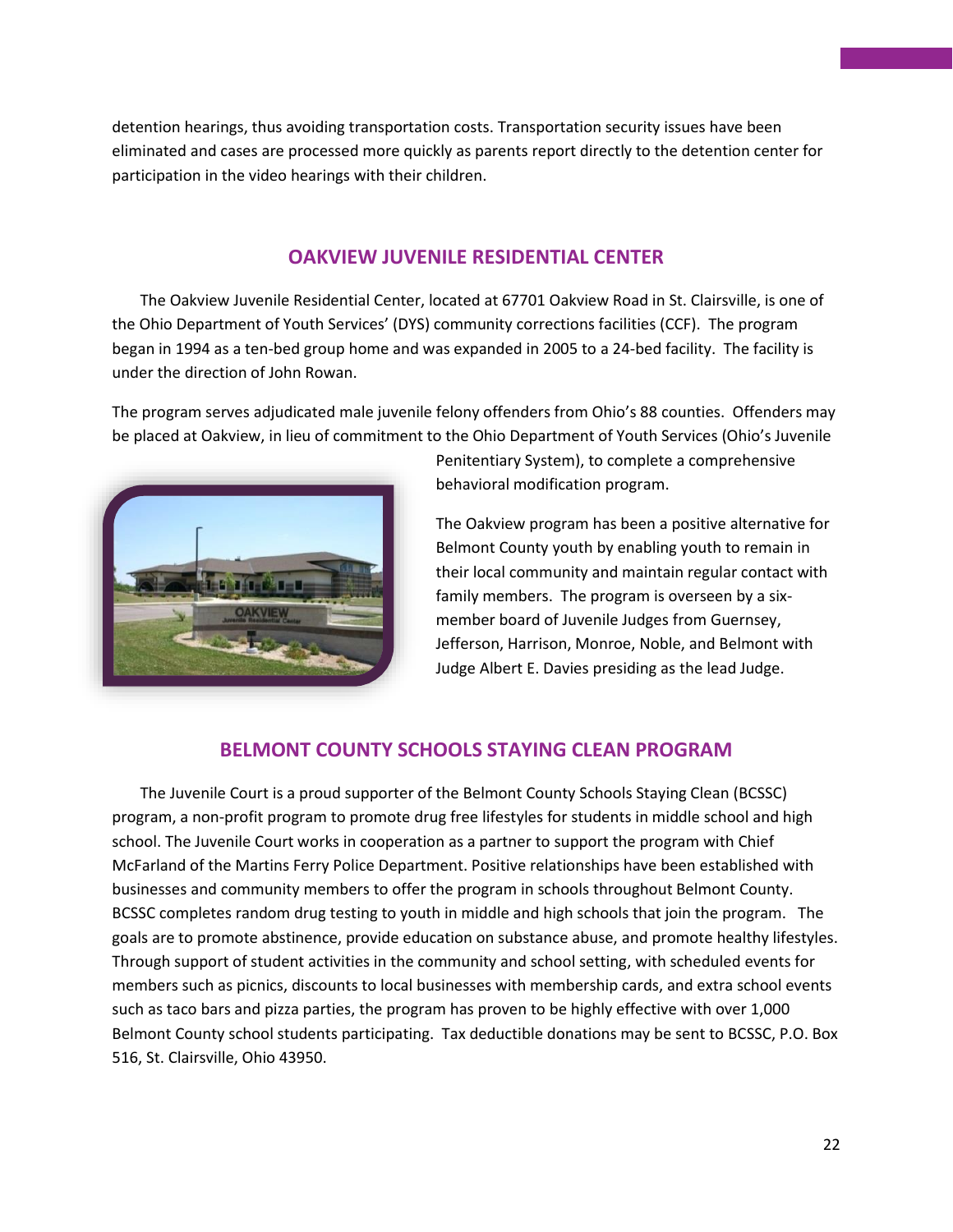detention hearings, thus avoiding transportation costs. Transportation security issues have been eliminated and cases are processed more quickly as parents report directly to the detention center for participation in the video hearings with their children.

## OAKVIEW JUVENILE RESIDENTIAL CENTER

The Oakview Juvenile Residential Center, located at 67701 Oakview Road in St. Clairsville, is one of the Ohio Department of Youth Services' (DYS) community corrections facilities (CCF). The program began in 1994 as a ten-bed group home and was expanded in 2005 to a 24-bed facility. The facility is under the direction of John Rowan.

The program serves adjudicated male juvenile felony offenders from Ohio's 88 counties. Offenders may be placed at Oakview, in lieu of commitment to the Ohio Department of Youth Services (Ohio's Juvenile Penitentiary System), to complete a comprehensive behavioral modification program.

The Oakview program has been a positive alternative for Belmont County youth by enabling youth to remain in their local community and maintain regular contact with family members. The program is overseen by a six-member board of Juvenile Judges from Guernsey, Jefferson, Harrison, Monroe, Noble, and Belmont with Judge Albert E. Davies presiding as the lead Judge.

## BELMONT COUNTY SCHOOLS STAYING CLEAN PROGRAM

The Juvenile Court is a proud supporter of the Belmont County Schools Staying Clean (BCSSC) program, a non-profit program to promote drug free lifestyles for students in middle school and high school. The Juvenile Court works in cooperation as a partner to support the program with Chief McFarland of the Martins Ferry Police Department. Positive relationships have been established with businesses and community members to offer the program in schools throughout Belmont County. BCSSC completes random drug testing to youth in middle and high schools that join the program. The goals are to promote abstinence, provide education on substance abuse, and promote healthy lifestyles. Through support of student activities in the community and school setting, with scheduled events for members such as picnics, discounts to local businesses with membership cards, and extra school events such as taco bars and pizza parties, the program has proven to be highly effective with over 1,000 Belmont County school students participating. Tax deductible donations may be sent to BCSSC, P.O. Box 516, St. Clairsville, Ohio 43950.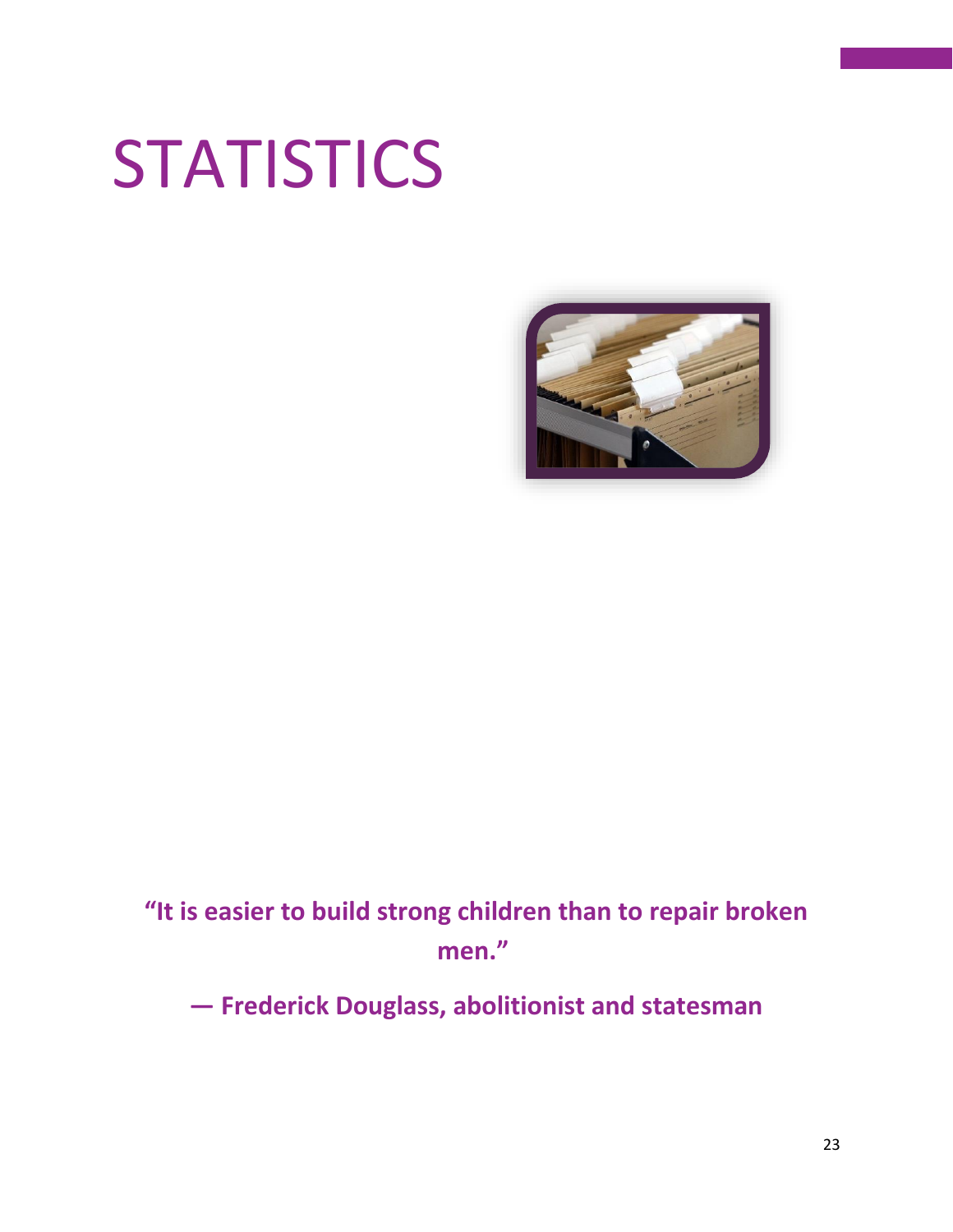# STATISTICS

**"It is easier to build strong children than to repair broken men."**

**— Frederick Douglass, abolitionist and statesman**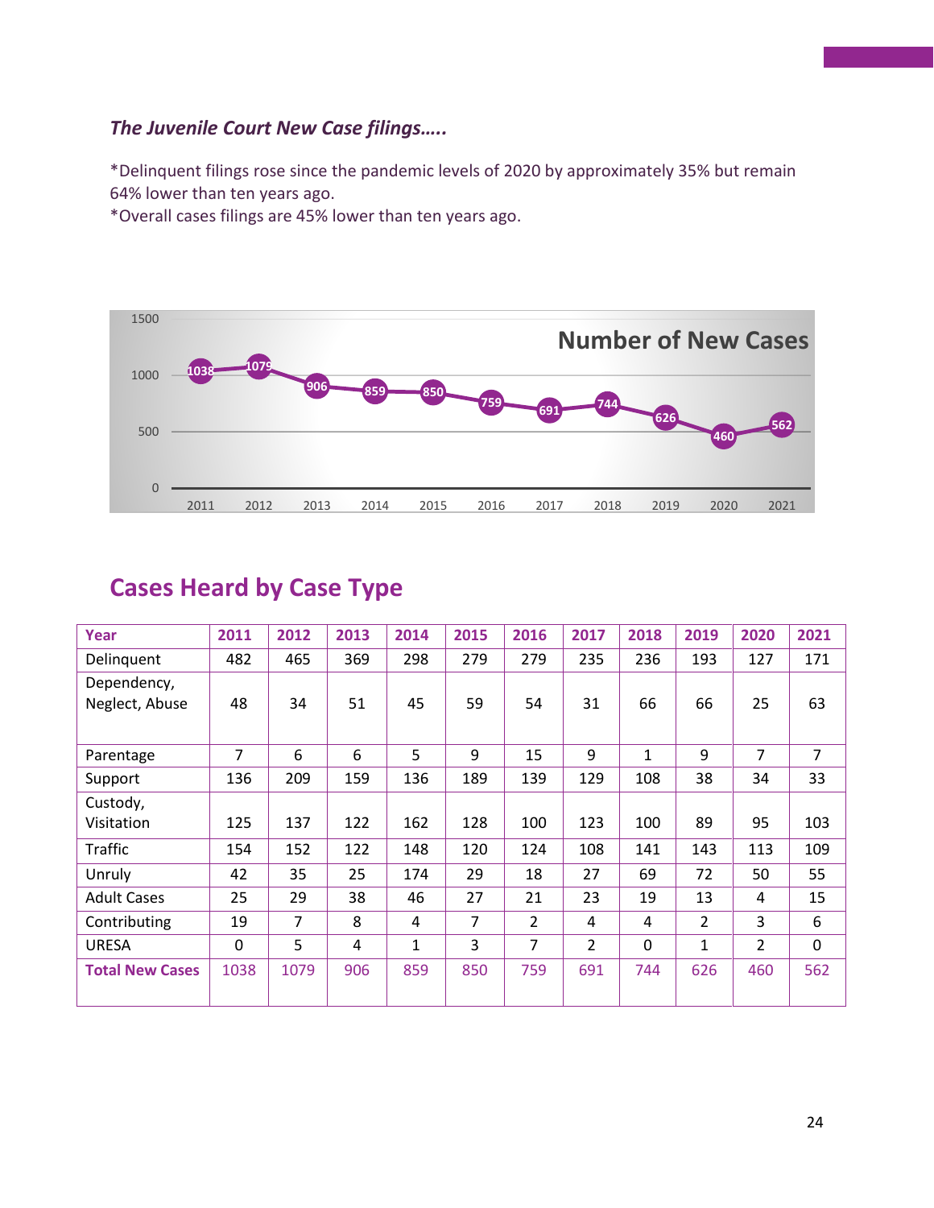***The Juvenile Court New Case filings…..***

*Delinquent filings rose since the pandemic levels of 2020 by approximately 35% but remain 64% lower than ten years ago.
*Overall cases filings are 45% lower than ten years ago.

**Number of New Cases**

| Year | 2011 | 2012 | 2013 | 2014 | 2015 | 2016 | 2017 | 2018 | 2019 | 2020 | 2021 |
|---|---|---|---|---|---|---|---|---|---|---|---|
| New Cases | 1038 | 1079 | 906 | 859 | 850 | 759 | 691 | 744 | 626 | 460 | 562 |

## Cases Heard by Case Type

| Year | 2011 | 2012 | 2013 | 2014 | 2015 | 2016 | 2017 | 2018 | 2019 | 2020 | 2021 |
|---|---|---|---|---|---|---|---|---|---|---|---|
| Delinquent | 482 | 465 | 369 | 298 | 279 | 279 | 235 | 236 | 193 | 127 | 171 |
| Dependency, Neglect, Abuse | 48 | 34 | 51 | 45 | 59 | 54 | 31 | 66 | 66 | 25 | 63 |
| Parentage | 7 | 6 | 6 | 5 | 9 | 15 | 9 | 1 | 9 | 7 | 7 |
| Support | 136 | 209 | 159 | 136 | 189 | 139 | 129 | 108 | 38 | 34 | 33 |
| Custody, Visitation | 125 | 137 | 122 | 162 | 128 | 100 | 123 | 100 | 89 | 95 | 103 |
| Traffic | 154 | 152 | 122 | 148 | 120 | 124 | 108 | 141 | 143 | 113 | 109 |
| Unruly | 42 | 35 | 25 | 174 | 29 | 18 | 27 | 69 | 72 | 50 | 55 |
| Adult Cases | 25 | 29 | 38 | 46 | 27 | 21 | 23 | 19 | 13 | 4 | 15 |
| Contributing | 19 | 7 | 8 | 4 | 7 | 2 | 4 | 4 | 2 | 3 | 6 |
| URESA | 0 | 5 | 4 | 1 | 3 | 7 | 2 | 0 | 1 | 2 | 0 |
| **Total New Cases** | 1038 | 1079 | 906 | 859 | 850 | 759 | 691 | 744 | 626 | 460 | 562 |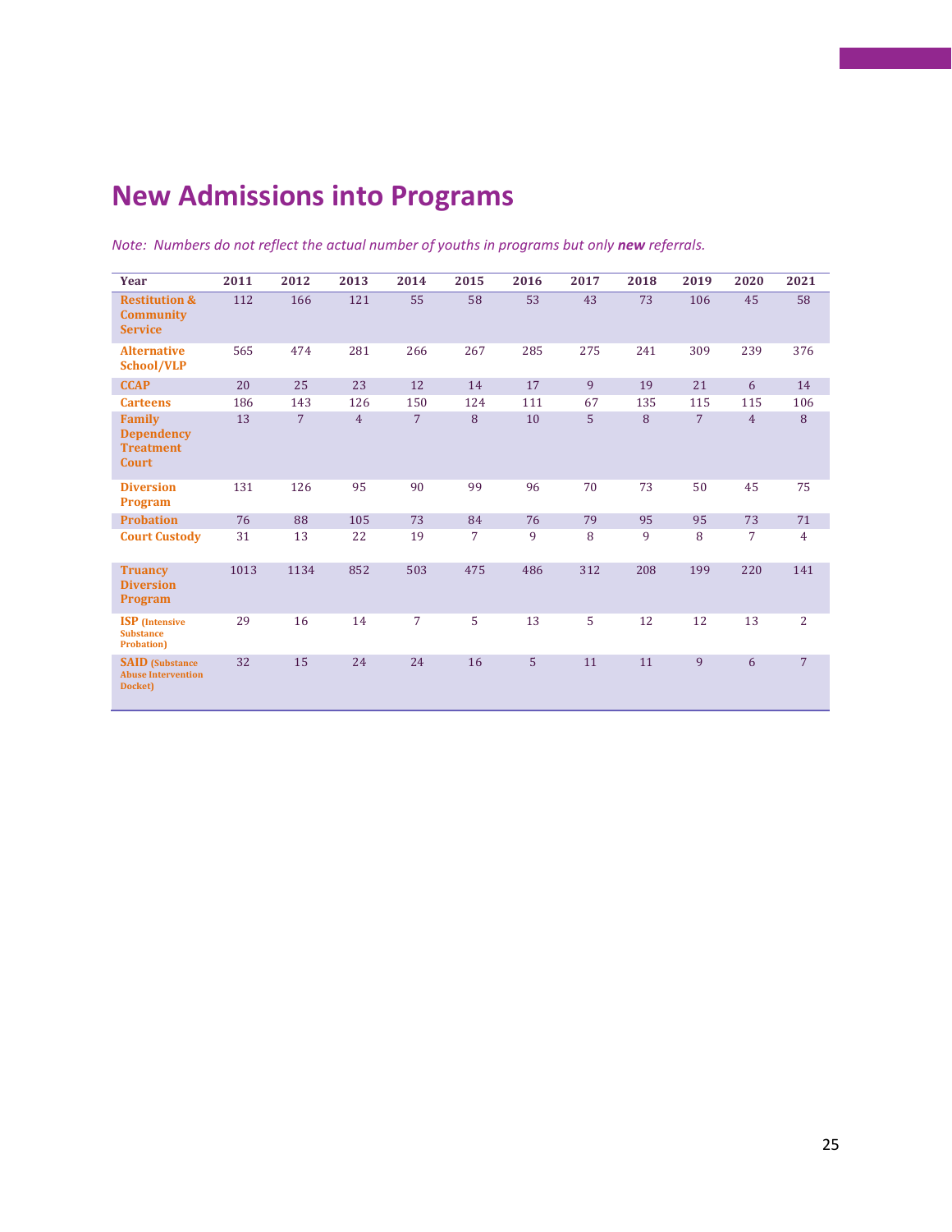# New Admissions into Programs

*Note: Numbers do not reflect the actual number of youths in programs but only **new** referrals.*

| Year | 2011 | 2012 | 2013 | 2014 | 2015 | 2016 | 2017 | 2018 | 2019 | 2020 | 2021 |
|---|---|---|---|---|---|---|---|---|---|---|---|
| **Restitution & Community Service** | 112 | 166 | 121 | 55 | 58 | 53 | 43 | 73 | 106 | 45 | 58 |
| **Alternative School/VLP** | 565 | 474 | 281 | 266 | 267 | 285 | 275 | 241 | 309 | 239 | 376 |
| **CCAP** | 20 | 25 | 23 | 12 | 14 | 17 | 9 | 19 | 21 | 6 | 14 |
| **Carteens** | 186 | 143 | 126 | 150 | 124 | 111 | 67 | 135 | 115 | 115 | 106 |
| **Family Dependency Treatment Court** | 13 | 7 | 4 | 7 | 8 | 10 | 5 | 8 | 7 | 4 | 8 |
| **Diversion Program** | 131 | 126 | 95 | 90 | 99 | 96 | 70 | 73 | 50 | 45 | 75 |
| **Probation** | 76 | 88 | 105 | 73 | 84 | 76 | 79 | 95 | 95 | 73 | 71 |
| **Court Custody** | 31 | 13 | 22 | 19 | 7 | 9 | 8 | 9 | 8 | 7 | 4 |
| **Truancy Diversion Program** | 1013 | 1134 | 852 | 503 | 475 | 486 | 312 | 208 | 199 | 220 | 141 |
| **ISP (Intensive Substance Probation)** | 29 | 16 | 14 | 7 | 5 | 13 | 5 | 12 | 12 | 13 | 2 |
| **SAID (Substance Abuse Intervention Docket)** | 32 | 15 | 24 | 24 | 16 | 5 | 11 | 11 | 9 | 6 | 7 |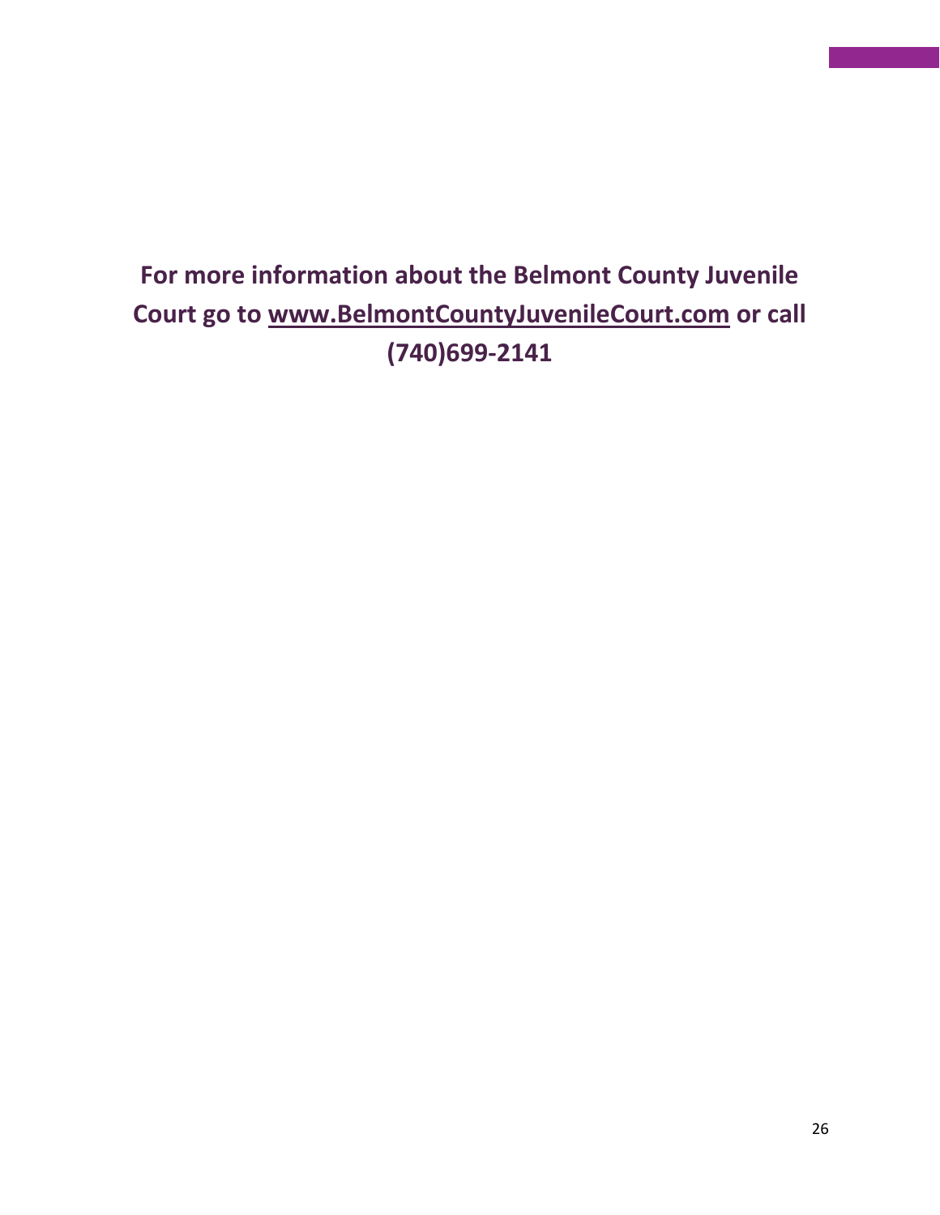**For more information about the Belmont County Juvenile Court go to www.BelmontCountyJuvenileCourt.com or call (740)699-2141**